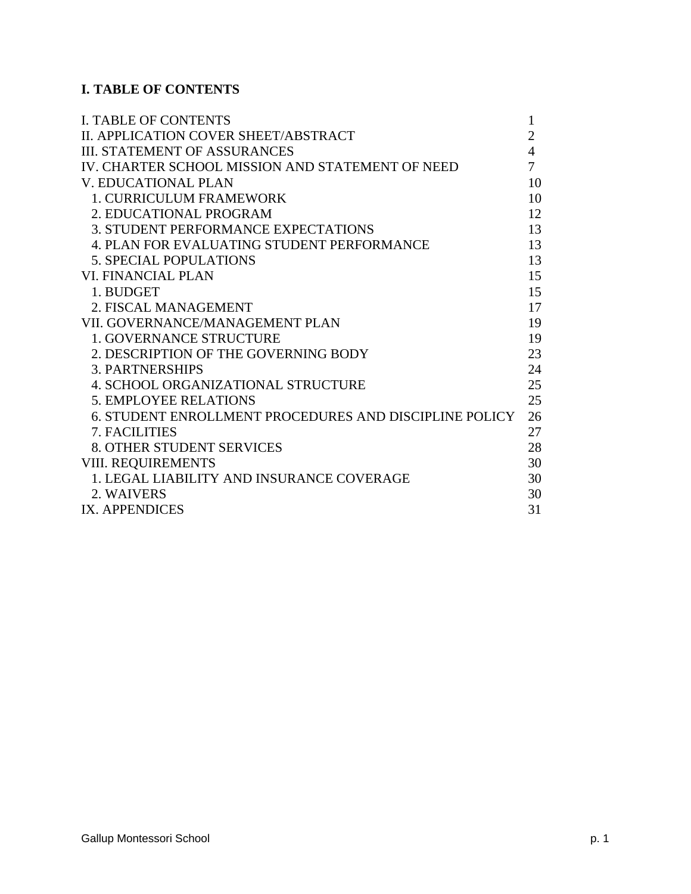## I. TABLE OF CONTENTS

| | |
|---|---|
| I. TABLE OF CONTENTS | 1 |
| II. APPLICATION COVER SHEET/ABSTRACT | 2 |
| III. STATEMENT OF ASSURANCES | 4 |
| IV. CHARTER SCHOOL MISSION AND STATEMENT OF NEED | 7 |
| V. EDUCATIONAL PLAN | 10 |
| 1. CURRICULUM FRAMEWORK | 10 |
| 2. EDUCATIONAL PROGRAM | 12 |
| 3. STUDENT PERFORMANCE EXPECTATIONS | 13 |
| 4. PLAN FOR EVALUATING STUDENT PERFORMANCE | 13 |
| 5. SPECIAL POPULATIONS | 13 |
| VI. FINANCIAL PLAN | 15 |
| 1. BUDGET | 15 |
| 2. FISCAL MANAGEMENT | 17 |
| VII. GOVERNANCE/MANAGEMENT PLAN | 19 |
| 1. GOVERNANCE STRUCTURE | 19 |
| 2. DESCRIPTION OF THE GOVERNING BODY | 23 |
| 3. PARTNERSHIPS | 24 |
| 4. SCHOOL ORGANIZATIONAL STRUCTURE | 25 |
| 5. EMPLOYEE RELATIONS | 25 |
| 6. STUDENT ENROLLMENT PROCEDURES AND DISCIPLINE POLICY | 26 |
| 7. FACILITIES | 27 |
| 8. OTHER STUDENT SERVICES | 28 |
| VIII. REQUIREMENTS | 30 |
| 1. LEGAL LIABILITY AND INSURANCE COVERAGE | 30 |
| 2. WAIVERS | 30 |
| IX. APPENDICES | 31 |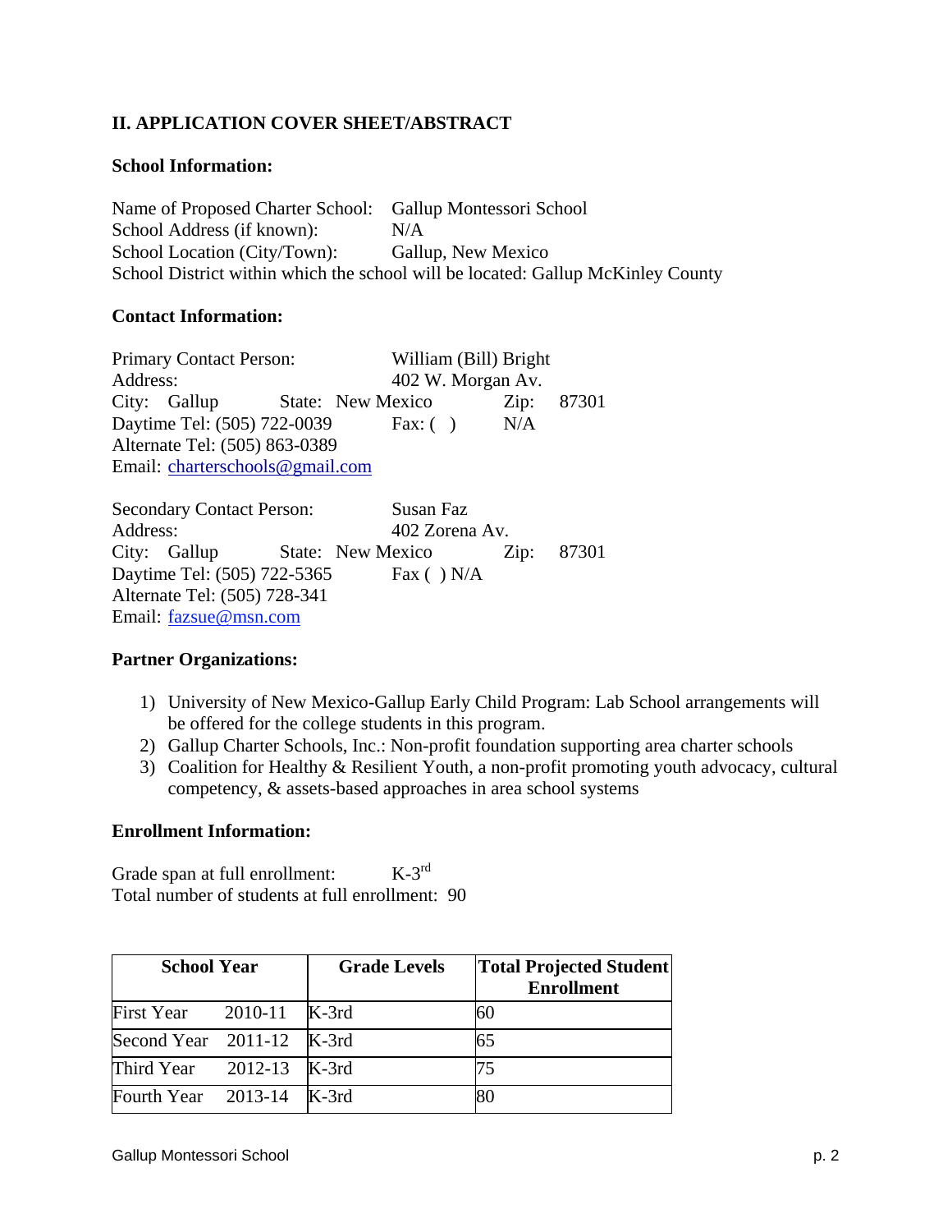## II. APPLICATION COVER SHEET/ABSTRACT

### School Information:

Name of Proposed Charter School: Gallup Montessori School
School Address (if known): N/A
School Location (City/Town): Gallup, New Mexico
School District within which the school will be located: Gallup McKinley County

### Contact Information:

Primary Contact Person: William (Bill) Bright
Address: 402 W. Morgan Av.
City: Gallup State: New Mexico Zip: 87301
Daytime Tel: (505) 722-0039 Fax: ( ) N/A
Alternate Tel: (505) 863-0389
Email: charterschools@gmail.com

Secondary Contact Person: Susan Faz
Address: 402 Zorena Av.
City: Gallup State: New Mexico Zip: 87301
Daytime Tel: (505) 722-5365 Fax ( ) N/A
Alternate Tel: (505) 728-341
Email: fazsue@msn.com

### Partner Organizations:

1) University of New Mexico-Gallup Early Child Program: Lab School arrangements will be offered for the college students in this program.
2) Gallup Charter Schools, Inc.: Non-profit foundation supporting area charter schools
3) Coalition for Healthy & Resilient Youth, a non-profit promoting youth advocacy, cultural competency, & assets-based approaches in area school systems

### Enrollment Information:

Grade span at full enrollment: K-3rd
Total number of students at full enrollment: 90

| School Year | | Grade Levels | Total Projected Student Enrollment |
|---|---|---|---|
| First Year | 2010-11 | K-3rd | 60 |
| Second Year | 2011-12 | K-3rd | 65 |
| Third Year | 2012-13 | K-3rd | 75 |
| Fourth Year | 2013-14 | K-3rd | 80 |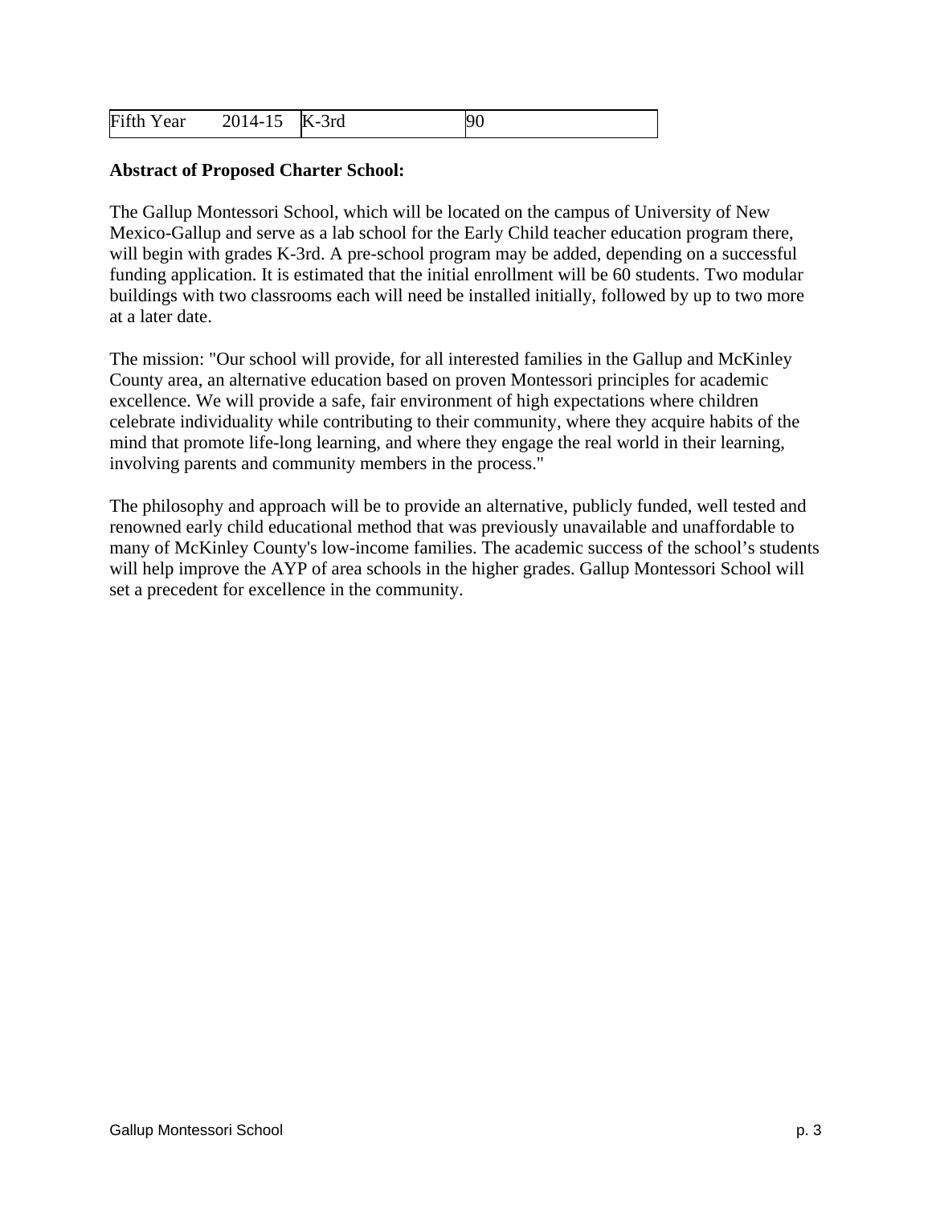| Fifth Year | 2014-15 | K-3rd | 90 |
|---|---|---|---|

**Abstract of Proposed Charter School:**

The Gallup Montessori School, which will be located on the campus of University of New Mexico-Gallup and serve as a lab school for the Early Child teacher education program there, will begin with grades K-3rd. A pre-school program may be added, depending on a successful funding application. It is estimated that the initial enrollment will be 60 students. Two modular buildings with two classrooms each will need be installed initially, followed by up to two more at a later date.

The mission: "Our school will provide, for all interested families in the Gallup and McKinley County area, an alternative education based on proven Montessori principles for academic excellence. We will provide a safe, fair environment of high expectations where children celebrate individuality while contributing to their community, where they acquire habits of the mind that promote life-long learning, and where they engage the real world in their learning, involving parents and community members in the process."

The philosophy and approach will be to provide an alternative, publicly funded, well tested and renowned early child educational method that was previously unavailable and unaffordable to many of McKinley County's low-income families. The academic success of the school's students will help improve the AYP of area schools in the higher grades. Gallup Montessori School will set a precedent for excellence in the community.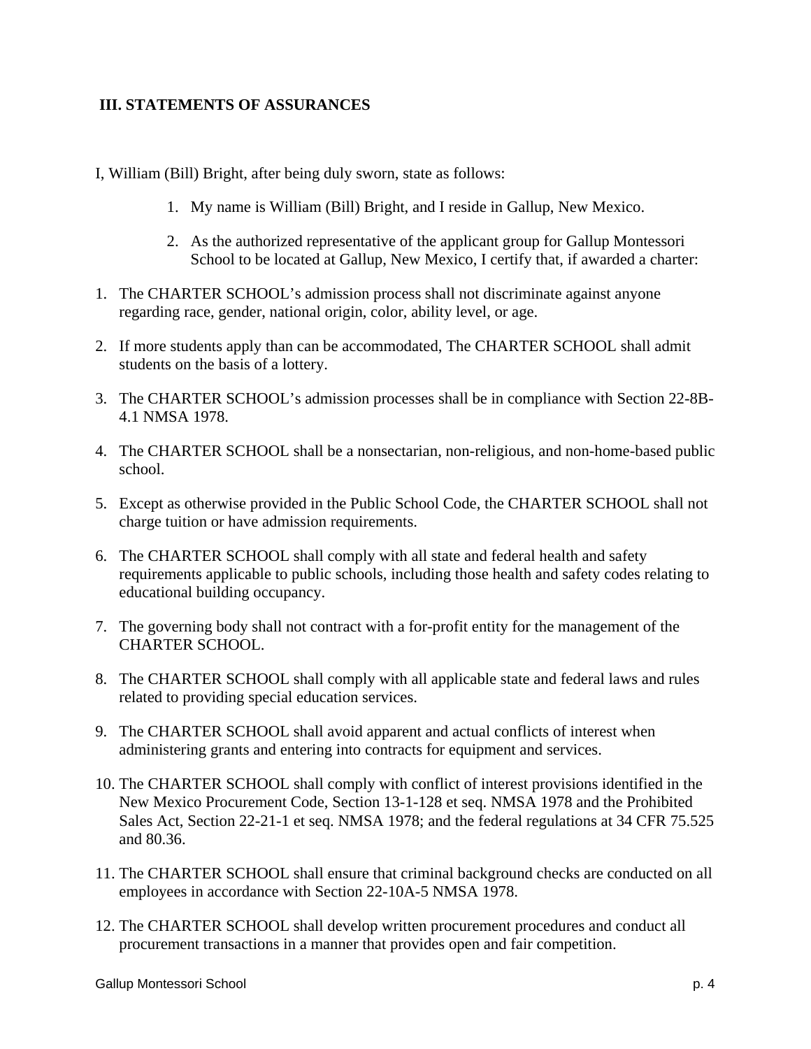### III. STATEMENTS OF ASSURANCES

I, William (Bill) Bright, after being duly sworn, state as follows:

1. My name is William (Bill) Bright, and I reside in Gallup, New Mexico.
2. As the authorized representative of the applicant group for Gallup Montessori School to be located at Gallup, New Mexico, I certify that, if awarded a charter:

1. The CHARTER SCHOOL's admission process shall not discriminate against anyone regarding race, gender, national origin, color, ability level, or age.
2. If more students apply than can be accommodated, The CHARTER SCHOOL shall admit students on the basis of a lottery.
3. The CHARTER SCHOOL's admission processes shall be in compliance with Section 22-8B-4.1 NMSA 1978.
4. The CHARTER SCHOOL shall be a nonsectarian, non-religious, and non-home-based public school.
5. Except as otherwise provided in the Public School Code, the CHARTER SCHOOL shall not charge tuition or have admission requirements.
6. The CHARTER SCHOOL shall comply with all state and federal health and safety requirements applicable to public schools, including those health and safety codes relating to educational building occupancy.
7. The governing body shall not contract with a for-profit entity for the management of the CHARTER SCHOOL.
8. The CHARTER SCHOOL shall comply with all applicable state and federal laws and rules related to providing special education services.
9. The CHARTER SCHOOL shall avoid apparent and actual conflicts of interest when administering grants and entering into contracts for equipment and services.
10. The CHARTER SCHOOL shall comply with conflict of interest provisions identified in the New Mexico Procurement Code, Section 13-1-128 et seq. NMSA 1978 and the Prohibited Sales Act, Section 22-21-1 et seq. NMSA 1978; and the federal regulations at 34 CFR 75.525 and 80.36.
11. The CHARTER SCHOOL shall ensure that criminal background checks are conducted on all employees in accordance with Section 22-10A-5 NMSA 1978.
12. The CHARTER SCHOOL shall develop written procurement procedures and conduct all procurement transactions in a manner that provides open and fair competition.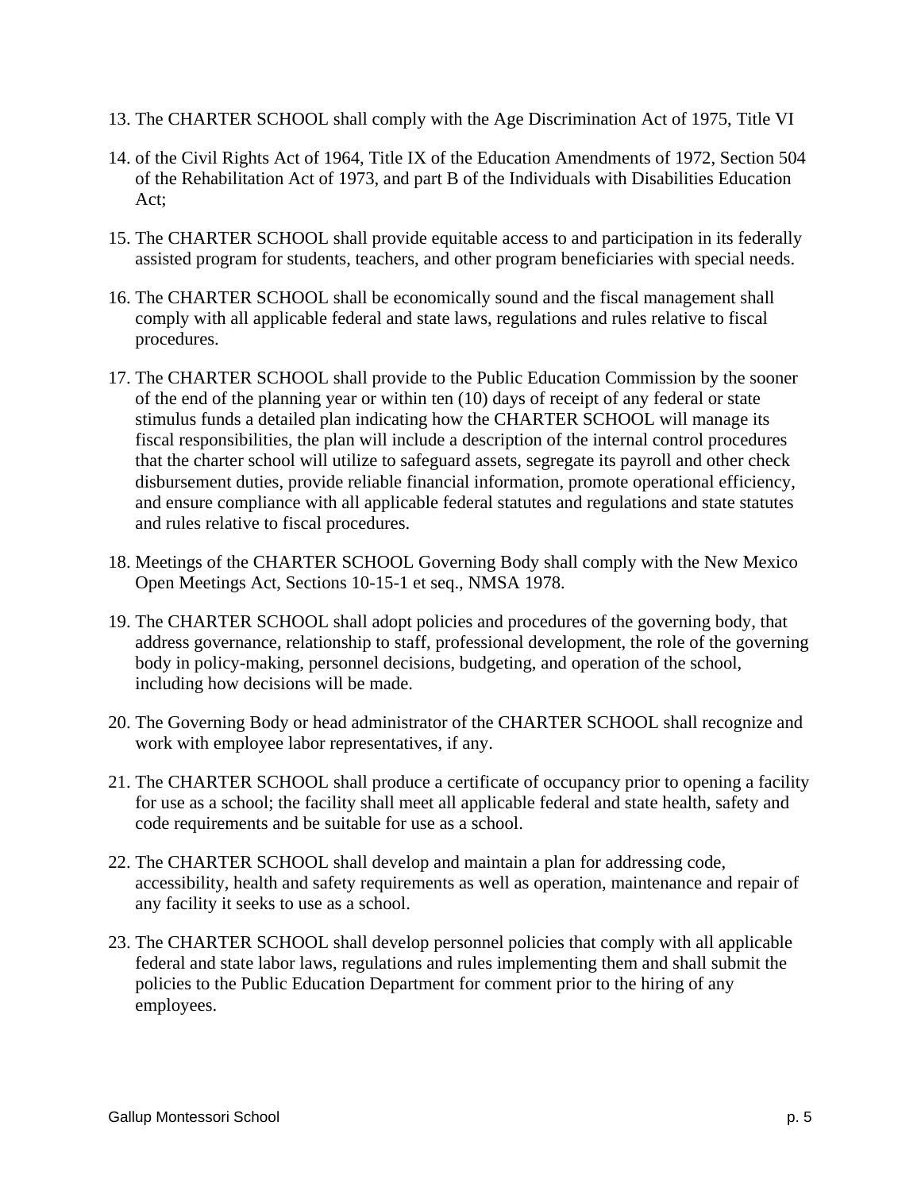13. The CHARTER SCHOOL shall comply with the Age Discrimination Act of 1975, Title VI

14. of the Civil Rights Act of 1964, Title IX of the Education Amendments of 1972, Section 504 of the Rehabilitation Act of 1973, and part B of the Individuals with Disabilities Education Act;

15. The CHARTER SCHOOL shall provide equitable access to and participation in its federally assisted program for students, teachers, and other program beneficiaries with special needs.

16. The CHARTER SCHOOL shall be economically sound and the fiscal management shall comply with all applicable federal and state laws, regulations and rules relative to fiscal procedures.

17. The CHARTER SCHOOL shall provide to the Public Education Commission by the sooner of the end of the planning year or within ten (10) days of receipt of any federal or state stimulus funds a detailed plan indicating how the CHARTER SCHOOL will manage its fiscal responsibilities, the plan will include a description of the internal control procedures that the charter school will utilize to safeguard assets, segregate its payroll and other check disbursement duties, provide reliable financial information, promote operational efficiency, and ensure compliance with all applicable federal statutes and regulations and state statutes and rules relative to fiscal procedures.

18. Meetings of the CHARTER SCHOOL Governing Body shall comply with the New Mexico Open Meetings Act, Sections 10-15-1 et seq., NMSA 1978.

19. The CHARTER SCHOOL shall adopt policies and procedures of the governing body, that address governance, relationship to staff, professional development, the role of the governing body in policy-making, personnel decisions, budgeting, and operation of the school, including how decisions will be made.

20. The Governing Body or head administrator of the CHARTER SCHOOL shall recognize and work with employee labor representatives, if any.

21. The CHARTER SCHOOL shall produce a certificate of occupancy prior to opening a facility for use as a school; the facility shall meet all applicable federal and state health, safety and code requirements and be suitable for use as a school.

22. The CHARTER SCHOOL shall develop and maintain a plan for addressing code, accessibility, health and safety requirements as well as operation, maintenance and repair of any facility it seeks to use as a school.

23. The CHARTER SCHOOL shall develop personnel policies that comply with all applicable federal and state labor laws, regulations and rules implementing them and shall submit the policies to the Public Education Department for comment prior to the hiring of any employees.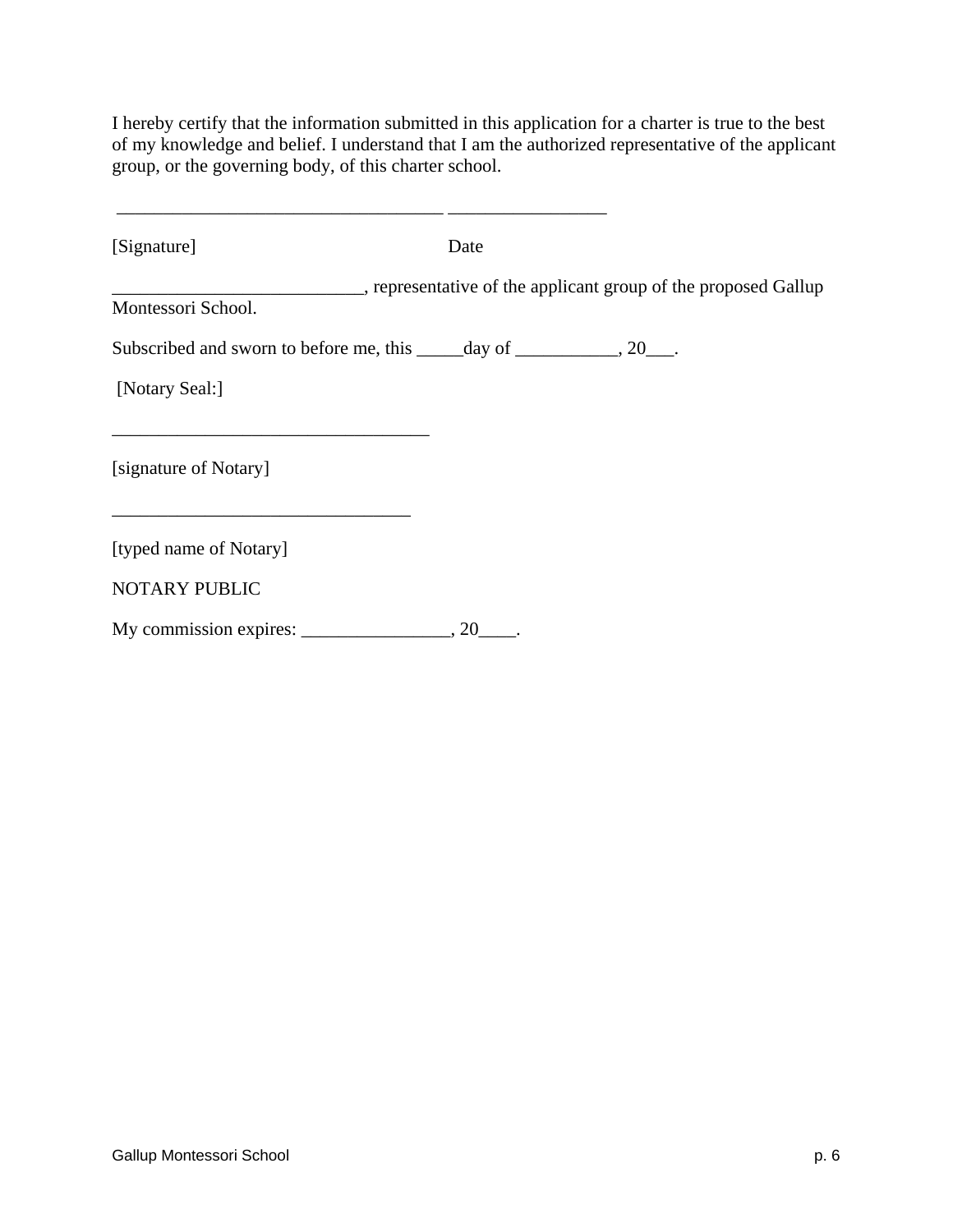I hereby certify that the information submitted in this application for a charter is true to the best of my knowledge and belief. I understand that I am the authorized representative of the applicant group, or the governing body, of this charter school.

___________________________________ ________________

[Signature] Date

___________________________, representative of the applicant group of the proposed Gallup Montessori School.

Subscribed and sworn to before me, this _____day of ___________, 20___.

[Notary Seal:]

__________________________________

[signature of Notary]

________________________________

[typed name of Notary]

NOTARY PUBLIC

My commission expires: ________________, 20____.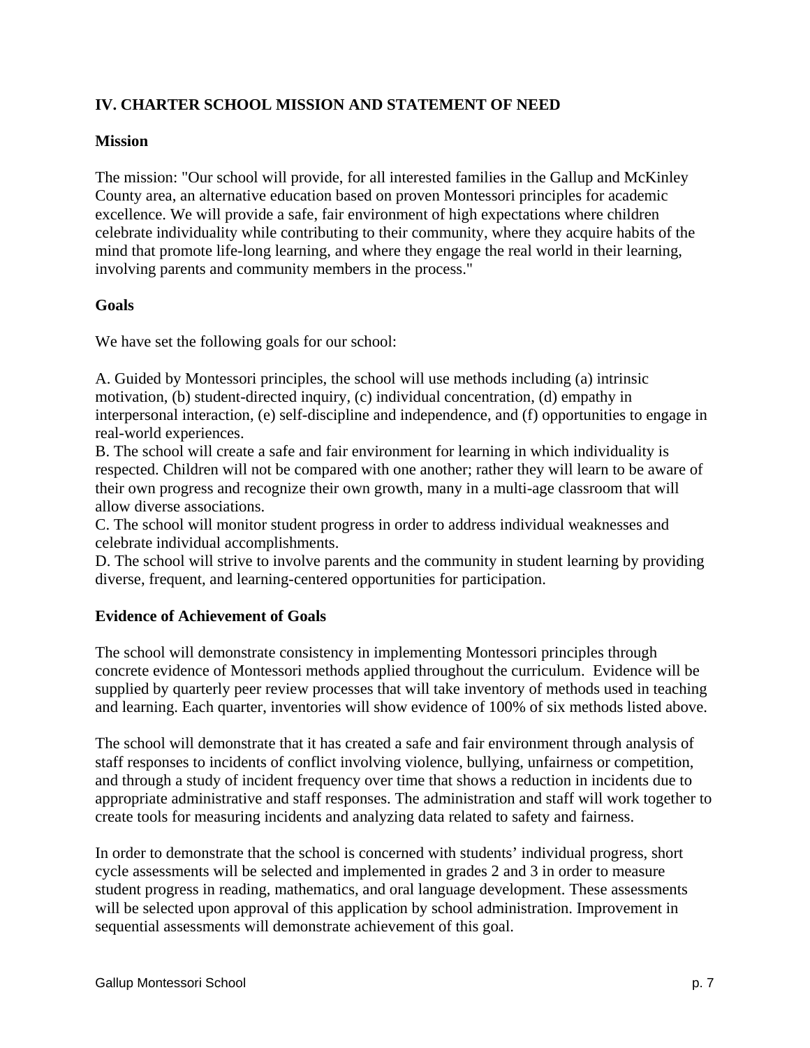## IV. CHARTER SCHOOL MISSION AND STATEMENT OF NEED

### Mission

The mission: "Our school will provide, for all interested families in the Gallup and McKinley County area, an alternative education based on proven Montessori principles for academic excellence. We will provide a safe, fair environment of high expectations where children celebrate individuality while contributing to their community, where they acquire habits of the mind that promote life-long learning, and where they engage the real world in their learning, involving parents and community members in the process."

### Goals

We have set the following goals for our school:

A. Guided by Montessori principles, the school will use methods including (a) intrinsic motivation, (b) student-directed inquiry, (c) individual concentration, (d) empathy in interpersonal interaction, (e) self-discipline and independence, and (f) opportunities to engage in real-world experiences.
B. The school will create a safe and fair environment for learning in which individuality is respected. Children will not be compared with one another; rather they will learn to be aware of their own progress and recognize their own growth, many in a multi-age classroom that will allow diverse associations.
C. The school will monitor student progress in order to address individual weaknesses and celebrate individual accomplishments.
D. The school will strive to involve parents and the community in student learning by providing diverse, frequent, and learning-centered opportunities for participation.

### Evidence of Achievement of Goals

The school will demonstrate consistency in implementing Montessori principles through concrete evidence of Montessori methods applied throughout the curriculum. Evidence will be supplied by quarterly peer review processes that will take inventory of methods used in teaching and learning. Each quarter, inventories will show evidence of 100% of six methods listed above.

The school will demonstrate that it has created a safe and fair environment through analysis of staff responses to incidents of conflict involving violence, bullying, unfairness or competition, and through a study of incident frequency over time that shows a reduction in incidents due to appropriate administrative and staff responses. The administration and staff will work together to create tools for measuring incidents and analyzing data related to safety and fairness.

In order to demonstrate that the school is concerned with students' individual progress, short cycle assessments will be selected and implemented in grades 2 and 3 in order to measure student progress in reading, mathematics, and oral language development. These assessments will be selected upon approval of this application by school administration. Improvement in sequential assessments will demonstrate achievement of this goal.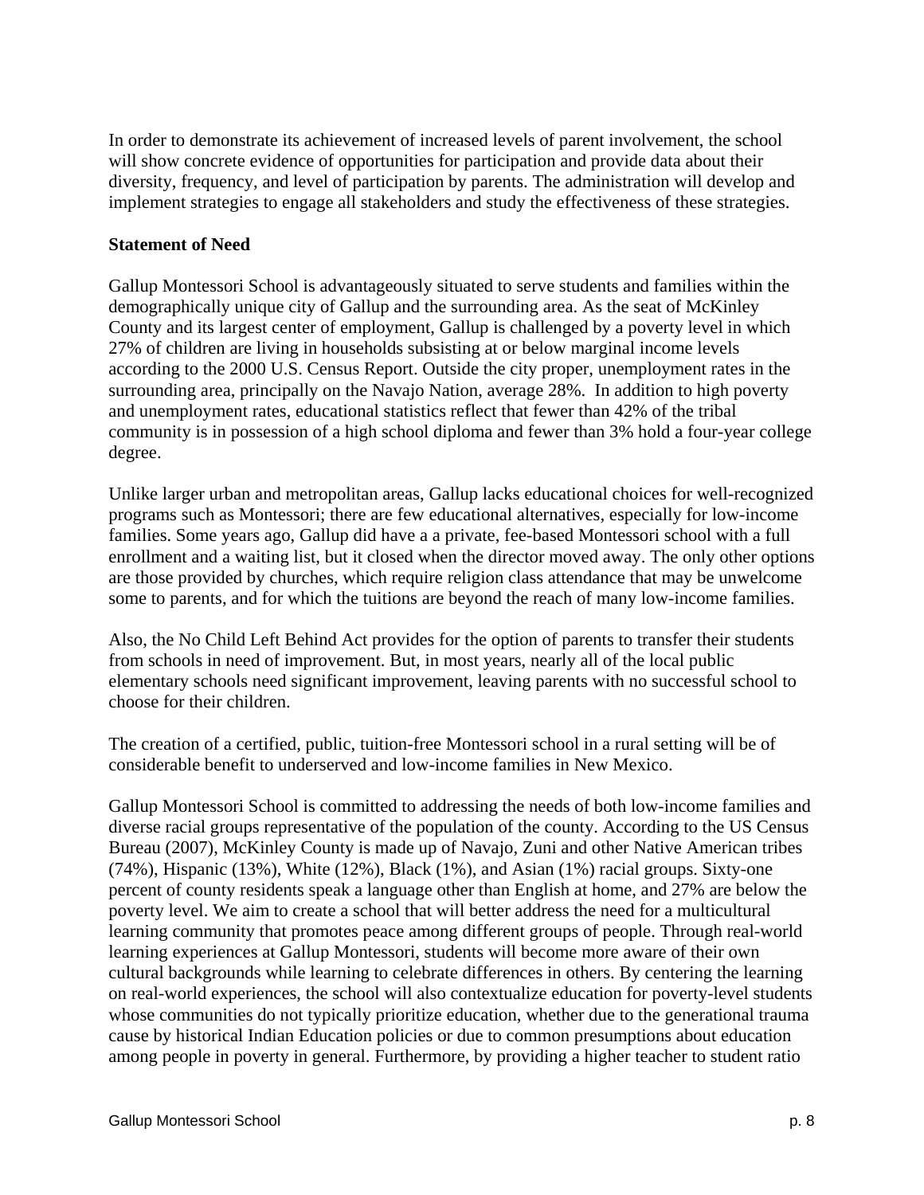In order to demonstrate its achievement of increased levels of parent involvement, the school will show concrete evidence of opportunities for participation and provide data about their diversity, frequency, and level of participation by parents. The administration will develop and implement strategies to engage all stakeholders and study the effectiveness of these strategies.

**Statement of Need**

Gallup Montessori School is advantageously situated to serve students and families within the demographically unique city of Gallup and the surrounding area. As the seat of McKinley County and its largest center of employment, Gallup is challenged by a poverty level in which 27% of children are living in households subsisting at or below marginal income levels according to the 2000 U.S. Census Report. Outside the city proper, unemployment rates in the surrounding area, principally on the Navajo Nation, average 28%. In addition to high poverty and unemployment rates, educational statistics reflect that fewer than 42% of the tribal community is in possession of a high school diploma and fewer than 3% hold a four-year college degree.

Unlike larger urban and metropolitan areas, Gallup lacks educational choices for well-recognized programs such as Montessori; there are few educational alternatives, especially for low-income families. Some years ago, Gallup did have a a private, fee-based Montessori school with a full enrollment and a waiting list, but it closed when the director moved away. The only other options are those provided by churches, which require religion class attendance that may be unwelcome some to parents, and for which the tuitions are beyond the reach of many low-income families.

Also, the No Child Left Behind Act provides for the option of parents to transfer their students from schools in need of improvement. But, in most years, nearly all of the local public elementary schools need significant improvement, leaving parents with no successful school to choose for their children.

The creation of a certified, public, tuition-free Montessori school in a rural setting will be of considerable benefit to underserved and low-income families in New Mexico.

Gallup Montessori School is committed to addressing the needs of both low-income families and diverse racial groups representative of the population of the county. According to the US Census Bureau (2007), McKinley County is made up of Navajo, Zuni and other Native American tribes (74%), Hispanic (13%), White (12%), Black (1%), and Asian (1%) racial groups. Sixty-one percent of county residents speak a language other than English at home, and 27% are below the poverty level. We aim to create a school that will better address the need for a multicultural learning community that promotes peace among different groups of people. Through real-world learning experiences at Gallup Montessori, students will become more aware of their own cultural backgrounds while learning to celebrate differences in others. By centering the learning on real-world experiences, the school will also contextualize education for poverty-level students whose communities do not typically prioritize education, whether due to the generational trauma cause by historical Indian Education policies or due to common presumptions about education among people in poverty in general. Furthermore, by providing a higher teacher to student ratio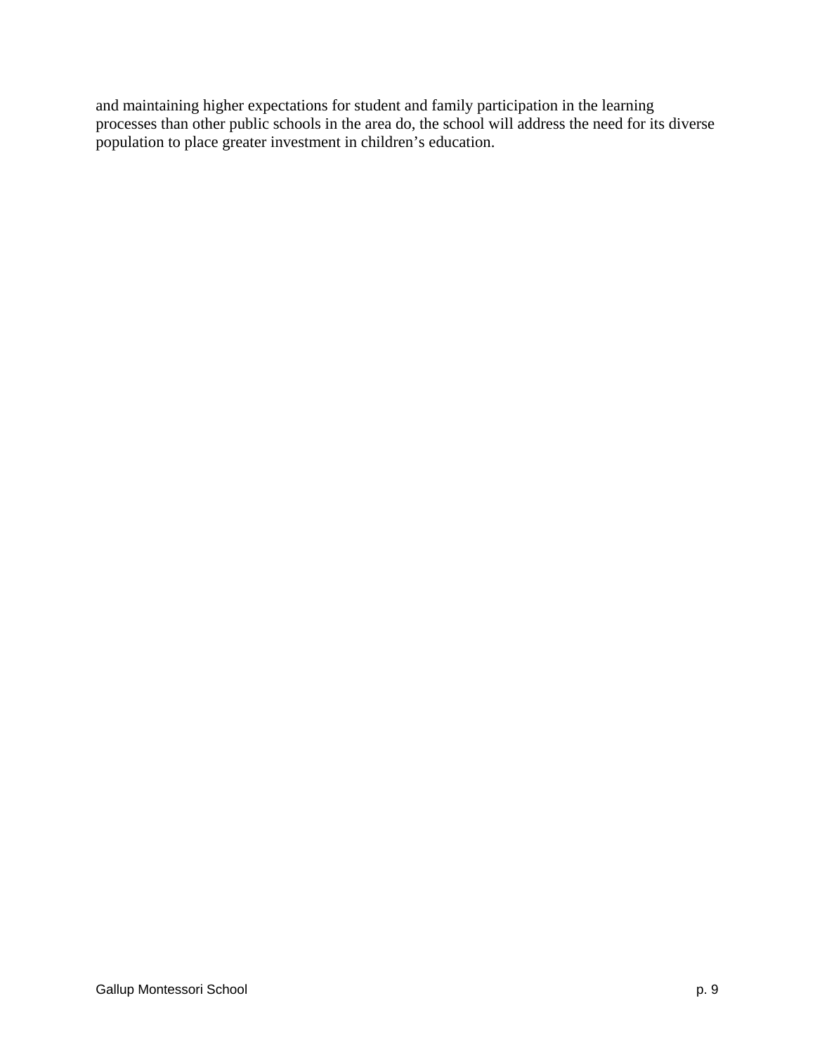and maintaining higher expectations for student and family participation in the learning processes than other public schools in the area do, the school will address the need for its diverse population to place greater investment in children's education.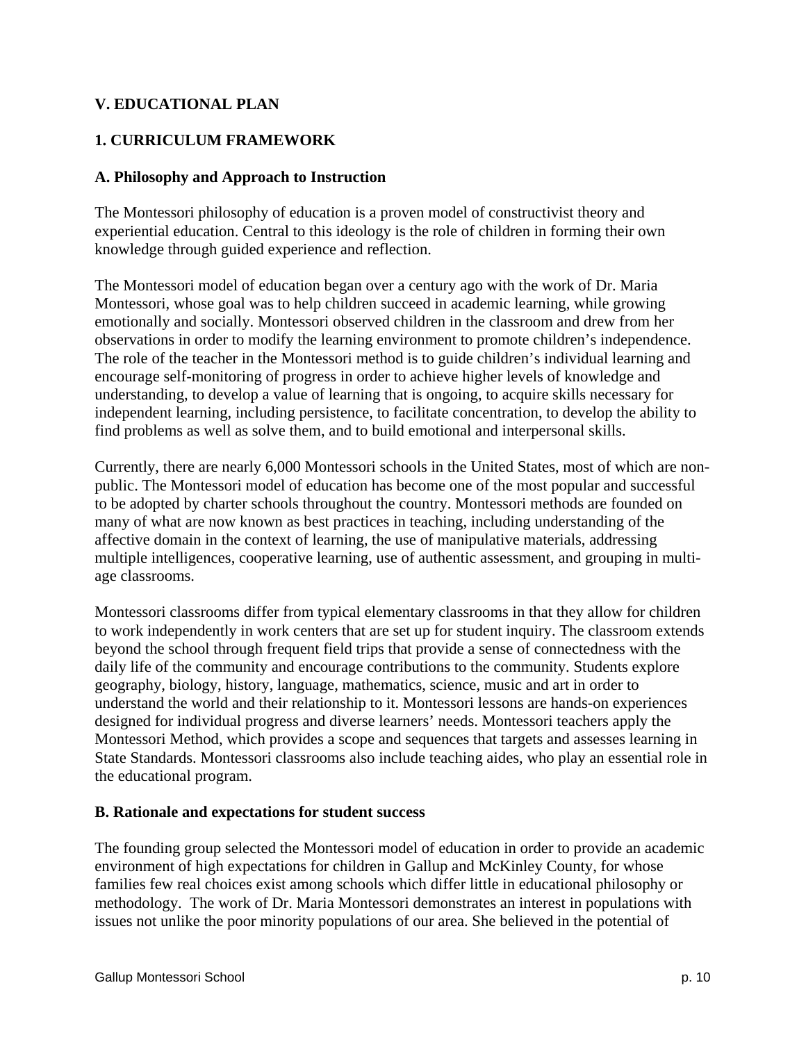## V. EDUCATIONAL PLAN

### 1. CURRICULUM FRAMEWORK

#### A. Philosophy and Approach to Instruction

The Montessori philosophy of education is a proven model of constructivist theory and experiential education. Central to this ideology is the role of children in forming their own knowledge through guided experience and reflection.

The Montessori model of education began over a century ago with the work of Dr. Maria Montessori, whose goal was to help children succeed in academic learning, while growing emotionally and socially. Montessori observed children in the classroom and drew from her observations in order to modify the learning environment to promote children's independence. The role of the teacher in the Montessori method is to guide children's individual learning and encourage self-monitoring of progress in order to achieve higher levels of knowledge and understanding, to develop a value of learning that is ongoing, to acquire skills necessary for independent learning, including persistence, to facilitate concentration, to develop the ability to find problems as well as solve them, and to build emotional and interpersonal skills.

Currently, there are nearly 6,000 Montessori schools in the United States, most of which are non-public. The Montessori model of education has become one of the most popular and successful to be adopted by charter schools throughout the country. Montessori methods are founded on many of what are now known as best practices in teaching, including understanding of the affective domain in the context of learning, the use of manipulative materials, addressing multiple intelligences, cooperative learning, use of authentic assessment, and grouping in multi-age classrooms.

Montessori classrooms differ from typical elementary classrooms in that they allow for children to work independently in work centers that are set up for student inquiry. The classroom extends beyond the school through frequent field trips that provide a sense of connectedness with the daily life of the community and encourage contributions to the community. Students explore geography, biology, history, language, mathematics, science, music and art in order to understand the world and their relationship to it. Montessori lessons are hands-on experiences designed for individual progress and diverse learners' needs. Montessori teachers apply the Montessori Method, which provides a scope and sequences that targets and assesses learning in State Standards. Montessori classrooms also include teaching aides, who play an essential role in the educational program.

#### B. Rationale and expectations for student success

The founding group selected the Montessori model of education in order to provide an academic environment of high expectations for children in Gallup and McKinley County, for whose families few real choices exist among schools which differ little in educational philosophy or methodology. The work of Dr. Maria Montessori demonstrates an interest in populations with issues not unlike the poor minority populations of our area. She believed in the potential of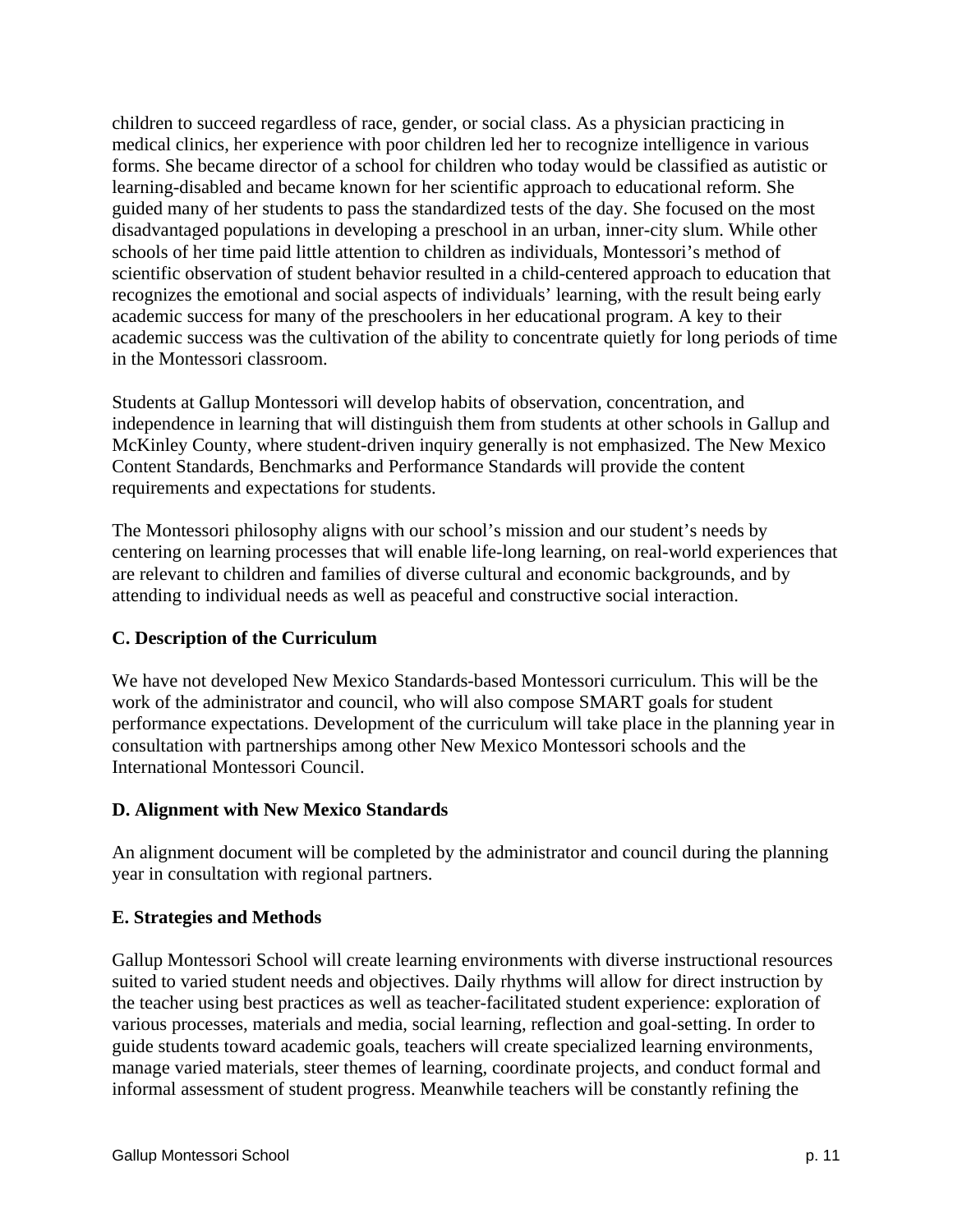children to succeed regardless of race, gender, or social class. As a physician practicing in medical clinics, her experience with poor children led her to recognize intelligence in various forms. She became director of a school for children who today would be classified as autistic or learning-disabled and became known for her scientific approach to educational reform. She guided many of her students to pass the standardized tests of the day. She focused on the most disadvantaged populations in developing a preschool in an urban, inner-city slum. While other schools of her time paid little attention to children as individuals, Montessori's method of scientific observation of student behavior resulted in a child-centered approach to education that recognizes the emotional and social aspects of individuals' learning, with the result being early academic success for many of the preschoolers in her educational program. A key to their academic success was the cultivation of the ability to concentrate quietly for long periods of time in the Montessori classroom.

Students at Gallup Montessori will develop habits of observation, concentration, and independence in learning that will distinguish them from students at other schools in Gallup and McKinley County, where student-driven inquiry generally is not emphasized. The New Mexico Content Standards, Benchmarks and Performance Standards will provide the content requirements and expectations for students.

The Montessori philosophy aligns with our school's mission and our student's needs by centering on learning processes that will enable life-long learning, on real-world experiences that are relevant to children and families of diverse cultural and economic backgrounds, and by attending to individual needs as well as peaceful and constructive social interaction.

**C. Description of the Curriculum**

We have not developed New Mexico Standards-based Montessori curriculum. This will be the work of the administrator and council, who will also compose SMART goals for student performance expectations. Development of the curriculum will take place in the planning year in consultation with partnerships among other New Mexico Montessori schools and the International Montessori Council.

**D. Alignment with New Mexico Standards**

An alignment document will be completed by the administrator and council during the planning year in consultation with regional partners.

**E. Strategies and Methods**

Gallup Montessori School will create learning environments with diverse instructional resources suited to varied student needs and objectives. Daily rhythms will allow for direct instruction by the teacher using best practices as well as teacher-facilitated student experience: exploration of various processes, materials and media, social learning, reflection and goal-setting. In order to guide students toward academic goals, teachers will create specialized learning environments, manage varied materials, steer themes of learning, coordinate projects, and conduct formal and informal assessment of student progress. Meanwhile teachers will be constantly refining the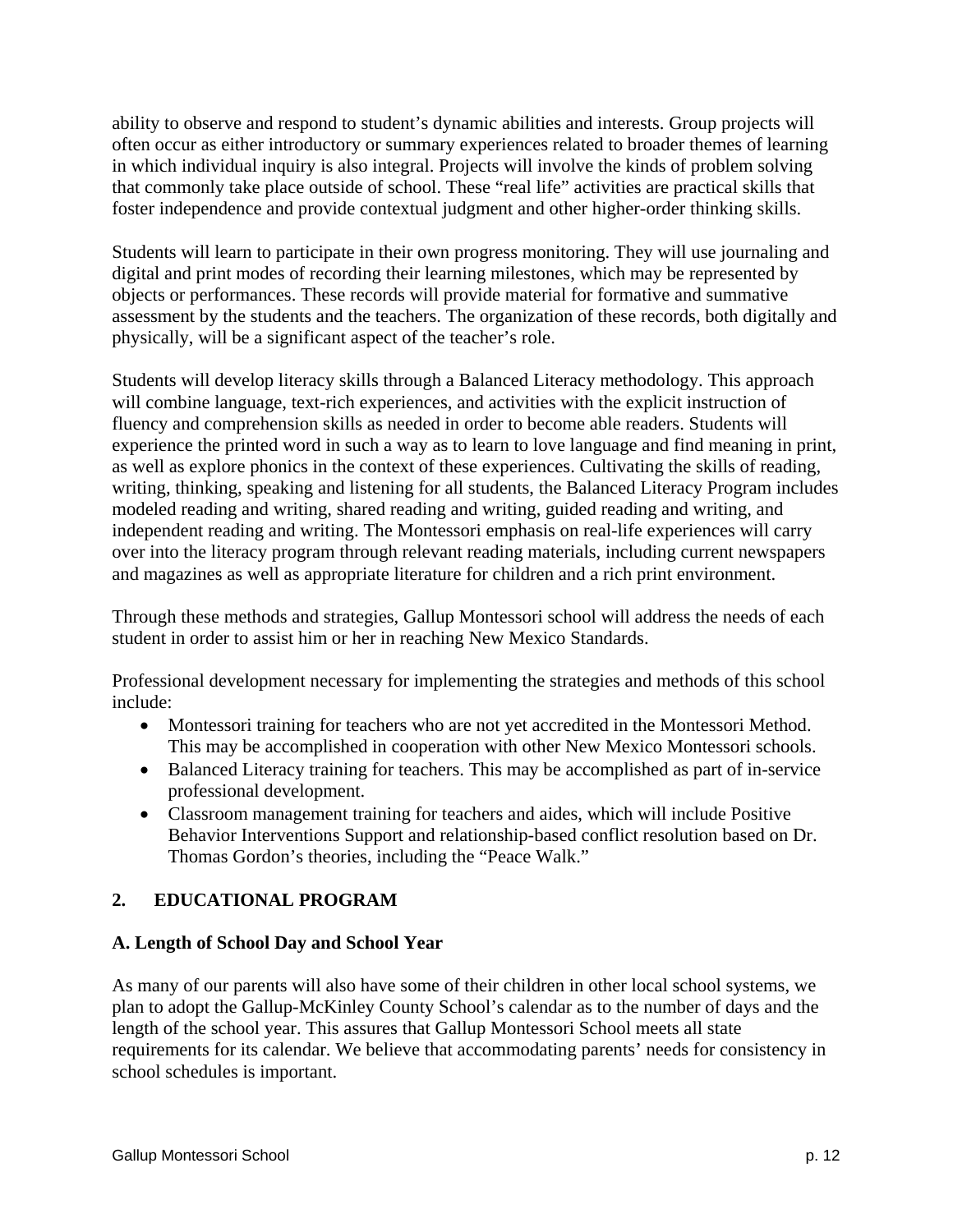ability to observe and respond to student's dynamic abilities and interests. Group projects will often occur as either introductory or summary experiences related to broader themes of learning in which individual inquiry is also integral. Projects will involve the kinds of problem solving that commonly take place outside of school. These "real life" activities are practical skills that foster independence and provide contextual judgment and other higher-order thinking skills.

Students will learn to participate in their own progress monitoring. They will use journaling and digital and print modes of recording their learning milestones, which may be represented by objects or performances. These records will provide material for formative and summative assessment by the students and the teachers. The organization of these records, both digitally and physically, will be a significant aspect of the teacher's role.

Students will develop literacy skills through a Balanced Literacy methodology. This approach will combine language, text-rich experiences, and activities with the explicit instruction of fluency and comprehension skills as needed in order to become able readers. Students will experience the printed word in such a way as to learn to love language and find meaning in print, as well as explore phonics in the context of these experiences. Cultivating the skills of reading, writing, thinking, speaking and listening for all students, the Balanced Literacy Program includes modeled reading and writing, shared reading and writing, guided reading and writing, and independent reading and writing. The Montessori emphasis on real-life experiences will carry over into the literacy program through relevant reading materials, including current newspapers and magazines as well as appropriate literature for children and a rich print environment.

Through these methods and strategies, Gallup Montessori school will address the needs of each student in order to assist him or her in reaching New Mexico Standards.

Professional development necessary for implementing the strategies and methods of this school include:

- Montessori training for teachers who are not yet accredited in the Montessori Method. This may be accomplished in cooperation with other New Mexico Montessori schools.
- Balanced Literacy training for teachers. This may be accomplished as part of in-service professional development.
- Classroom management training for teachers and aides, which will include Positive Behavior Interventions Support and relationship-based conflict resolution based on Dr. Thomas Gordon's theories, including the "Peace Walk."

## 2. EDUCATIONAL PROGRAM

### A. Length of School Day and School Year

As many of our parents will also have some of their children in other local school systems, we plan to adopt the Gallup-McKinley County School's calendar as to the number of days and the length of the school year. This assures that Gallup Montessori School meets all state requirements for its calendar. We believe that accommodating parents' needs for consistency in school schedules is important.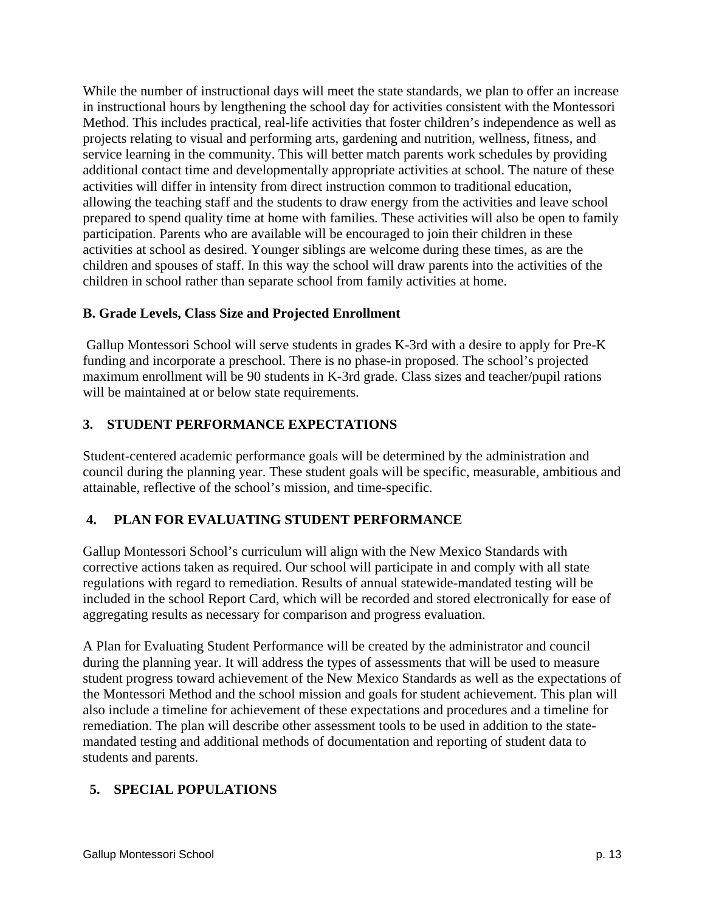While the number of instructional days will meet the state standards, we plan to offer an increase in instructional hours by lengthening the school day for activities consistent with the Montessori Method. This includes practical, real-life activities that foster children's independence as well as projects relating to visual and performing arts, gardening and nutrition, wellness, fitness, and service learning in the community. This will better match parents work schedules by providing additional contact time and developmentally appropriate activities at school. The nature of these activities will differ in intensity from direct instruction common to traditional education, allowing the teaching staff and the students to draw energy from the activities and leave school prepared to spend quality time at home with families. These activities will also be open to family participation. Parents who are available will be encouraged to join their children in these activities at school as desired. Younger siblings are welcome during these times, as are the children and spouses of staff. In this way the school will draw parents into the activities of the children in school rather than separate school from family activities at home.

### B. Grade Levels, Class Size and Projected Enrollment

Gallup Montessori School will serve students in grades K-3rd with a desire to apply for Pre-K funding and incorporate a preschool. There is no phase-in proposed. The school's projected maximum enrollment will be 90 students in K-3rd grade. Class sizes and teacher/pupil rations will be maintained at or below state requirements.

## 3. STUDENT PERFORMANCE EXPECTATIONS

Student-centered academic performance goals will be determined by the administration and council during the planning year. These student goals will be specific, measurable, ambitious and attainable, reflective of the school's mission, and time-specific.

## 4. PLAN FOR EVALUATING STUDENT PERFORMANCE

Gallup Montessori School's curriculum will align with the New Mexico Standards with corrective actions taken as required. Our school will participate in and comply with all state regulations with regard to remediation. Results of annual statewide-mandated testing will be included in the school Report Card, which will be recorded and stored electronically for ease of aggregating results as necessary for comparison and progress evaluation.

A Plan for Evaluating Student Performance will be created by the administrator and council during the planning year. It will address the types of assessments that will be used to measure student progress toward achievement of the New Mexico Standards as well as the expectations of the Montessori Method and the school mission and goals for student achievement. This plan will also include a timeline for achievement of these expectations and procedures and a timeline for remediation. The plan will describe other assessment tools to be used in addition to the state-mandated testing and additional methods of documentation and reporting of student data to students and parents.

## 5. SPECIAL POPULATIONS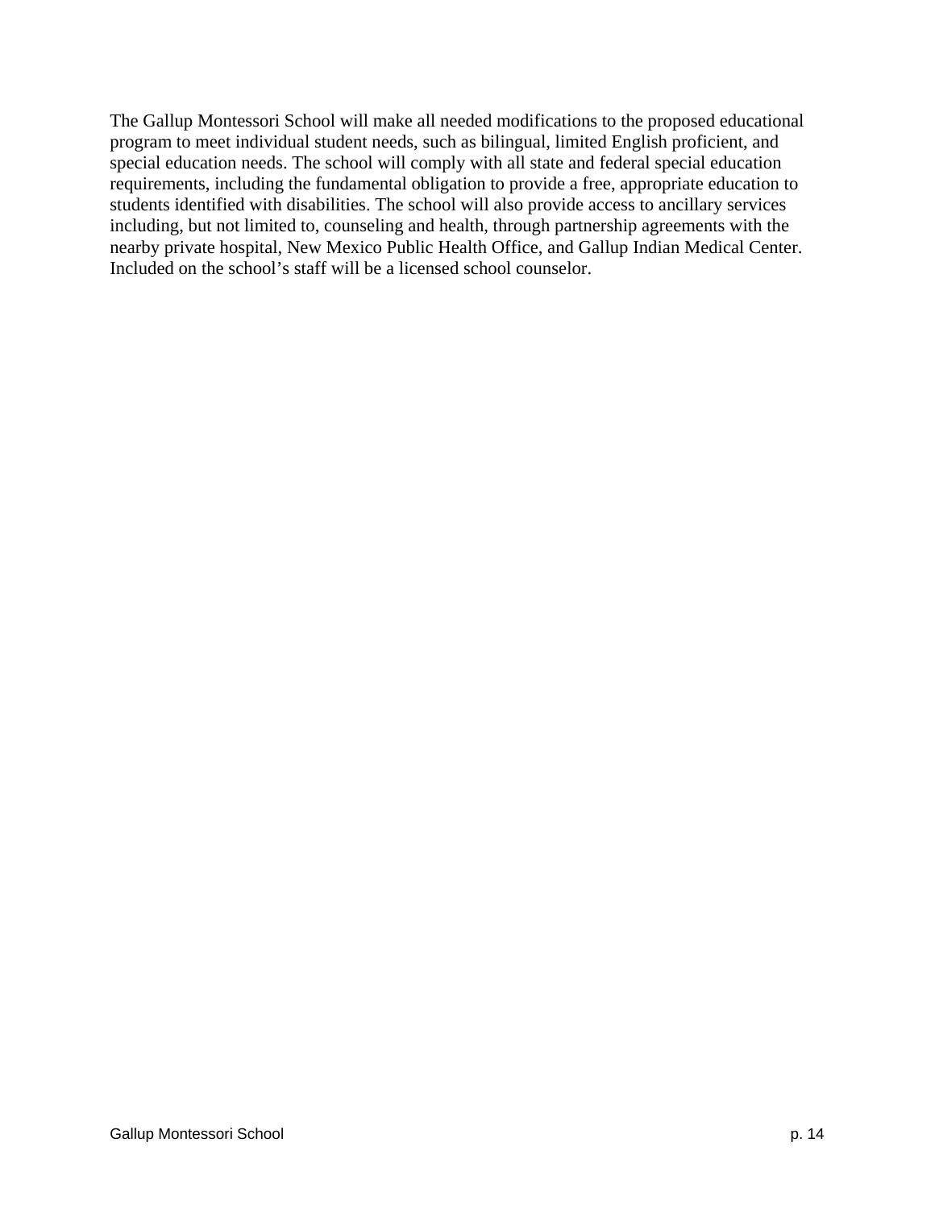The Gallup Montessori School will make all needed modifications to the proposed educational program to meet individual student needs, such as bilingual, limited English proficient, and special education needs. The school will comply with all state and federal special education requirements, including the fundamental obligation to provide a free, appropriate education to students identified with disabilities. The school will also provide access to ancillary services including, but not limited to, counseling and health, through partnership agreements with the nearby private hospital, New Mexico Public Health Office, and Gallup Indian Medical Center. Included on the school's staff will be a licensed school counselor.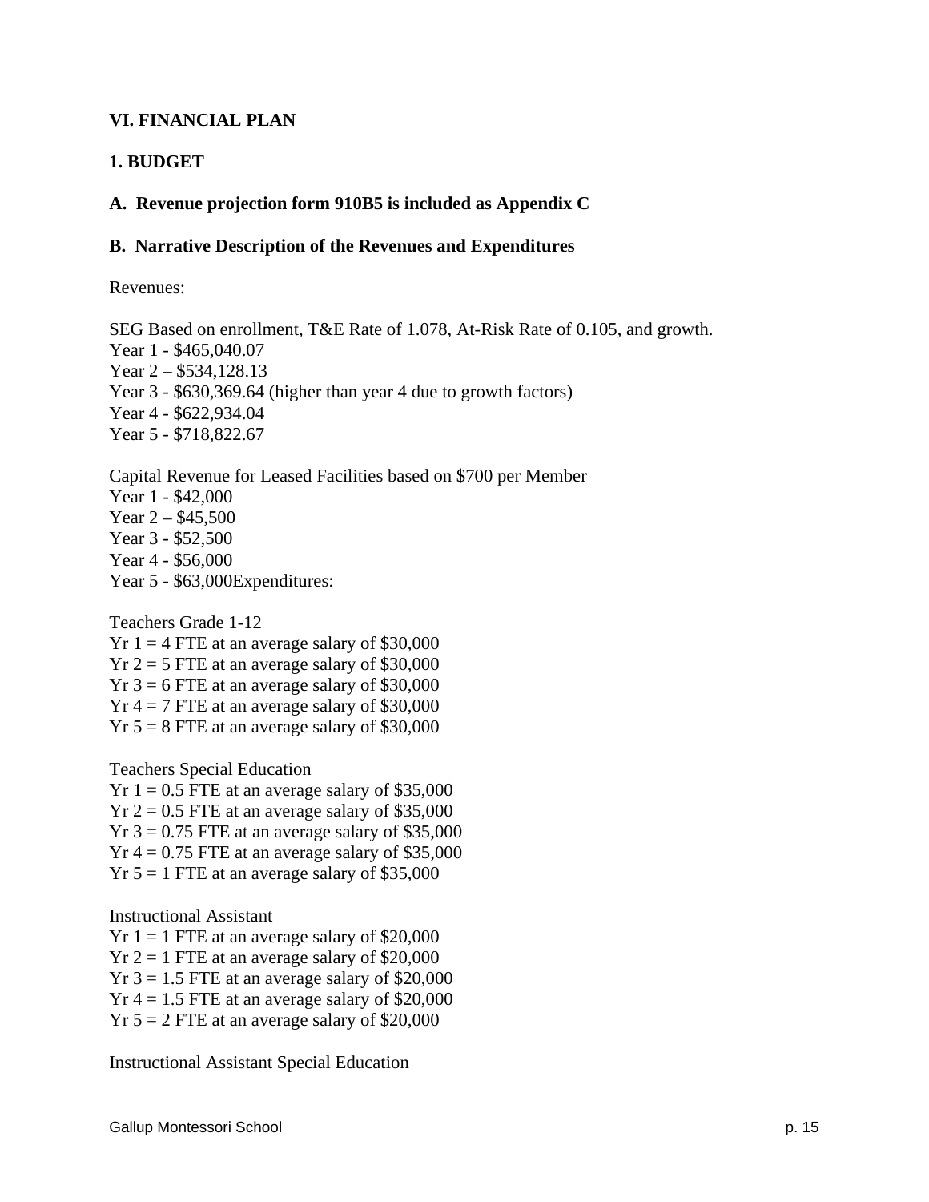**VI. FINANCIAL PLAN**

**1. BUDGET**

**A. Revenue projection form 910B5 is included as Appendix C**

**B. Narrative Description of the Revenues and Expenditures**

Revenues:

SEG Based on enrollment, T&E Rate of 1.078, At-Risk Rate of 0.105, and growth.
Year 1 - $465,040.07
Year 2 – $534,128.13
Year 3 - $630,369.64 (higher than year 4 due to growth factors)
Year 4 - $622,934.04
Year 5 - $718,822.67

Capital Revenue for Leased Facilities based on $700 per Member
Year 1 - $42,000
Year 2 – $45,500
Year 3 - $52,500
Year 4 - $56,000
Year 5 - $63,000Expenditures:

Teachers Grade 1-12
Yr 1 = 4 FTE at an average salary of $30,000
Yr 2 = 5 FTE at an average salary of $30,000
Yr 3 = 6 FTE at an average salary of $30,000
Yr 4 = 7 FTE at an average salary of $30,000
Yr 5 = 8 FTE at an average salary of $30,000

Teachers Special Education
Yr 1 = 0.5 FTE at an average salary of $35,000
Yr 2 = 0.5 FTE at an average salary of $35,000
Yr 3 = 0.75 FTE at an average salary of $35,000
Yr 4 = 0.75 FTE at an average salary of $35,000
Yr 5 = 1 FTE at an average salary of $35,000

Instructional Assistant
Yr 1 = 1 FTE at an average salary of $20,000
Yr 2 = 1 FTE at an average salary of $20,000
Yr 3 = 1.5 FTE at an average salary of $20,000
Yr 4 = 1.5 FTE at an average salary of $20,000
Yr 5 = 2 FTE at an average salary of $20,000

Instructional Assistant Special Education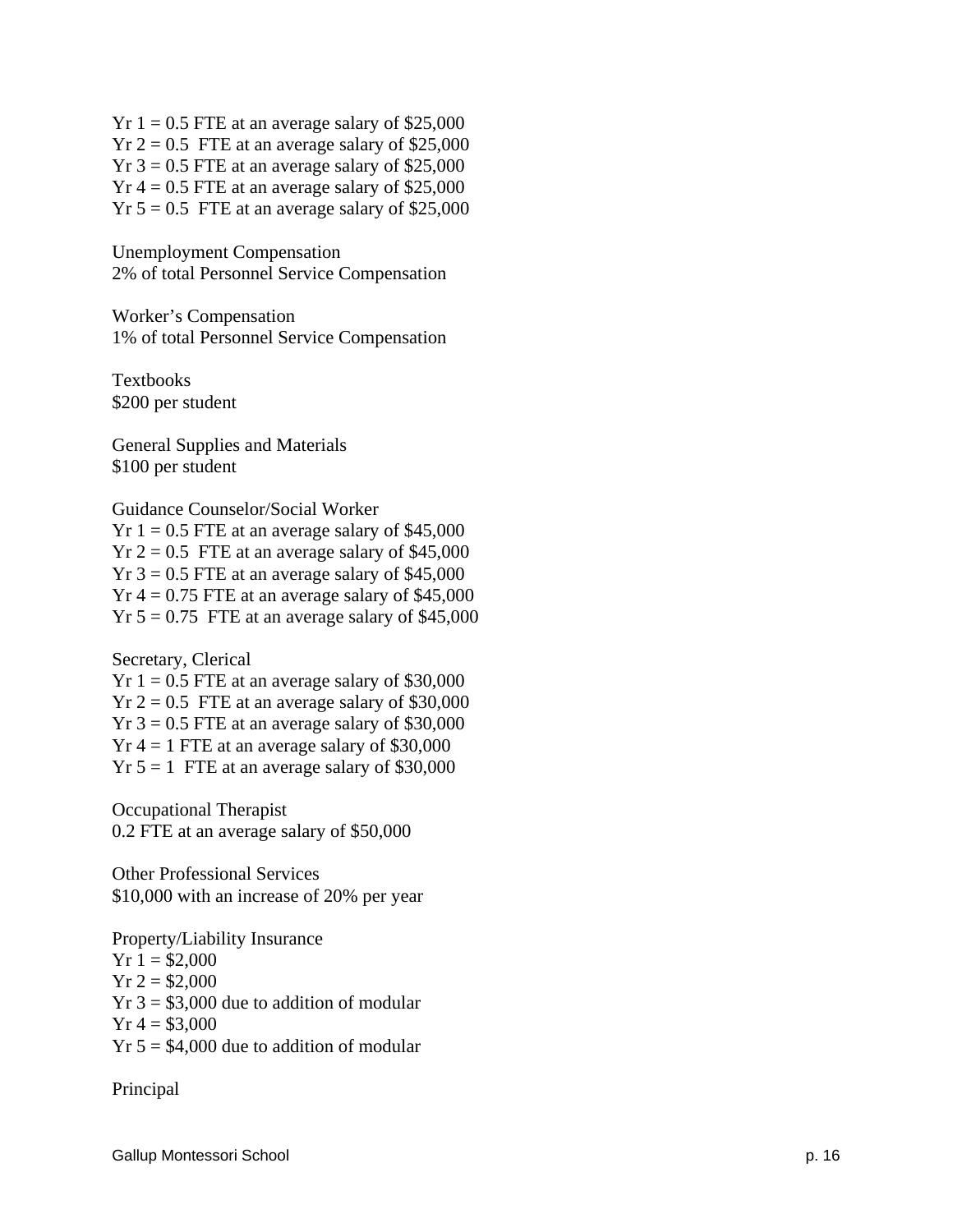Yr 1 = 0.5 FTE at an average salary of $25,000
Yr 2 = 0.5 FTE at an average salary of $25,000
Yr 3 = 0.5 FTE at an average salary of $25,000
Yr 4 = 0.5 FTE at an average salary of $25,000
Yr 5 = 0.5 FTE at an average salary of $25,000

Unemployment Compensation
2% of total Personnel Service Compensation

Worker's Compensation
1% of total Personnel Service Compensation

Textbooks
$200 per student

General Supplies and Materials
$100 per student

Guidance Counselor/Social Worker
Yr 1 = 0.5 FTE at an average salary of $45,000
Yr 2 = 0.5 FTE at an average salary of $45,000
Yr 3 = 0.5 FTE at an average salary of $45,000
Yr 4 = 0.75 FTE at an average salary of $45,000
Yr 5 = 0.75 FTE at an average salary of $45,000

Secretary, Clerical
Yr 1 = 0.5 FTE at an average salary of $30,000
Yr 2 = 0.5 FTE at an average salary of $30,000
Yr 3 = 0.5 FTE at an average salary of $30,000
Yr 4 = 1 FTE at an average salary of $30,000
Yr 5 = 1 FTE at an average salary of $30,000

Occupational Therapist
0.2 FTE at an average salary of $50,000

Other Professional Services
$10,000 with an increase of 20% per year

Property/Liability Insurance
Yr 1 = $2,000
Yr 2 = $2,000
Yr 3 = $3,000 due to addition of modular
Yr 4 = $3,000
Yr 5 = $4,000 due to addition of modular

Principal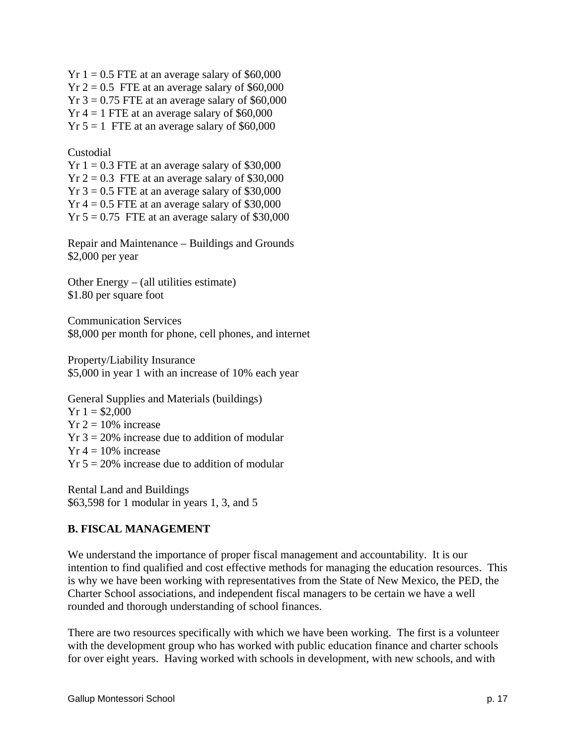Yr 1 = 0.5 FTE at an average salary of $60,000
Yr 2 = 0.5 FTE at an average salary of $60,000
Yr 3 = 0.75 FTE at an average salary of $60,000
Yr 4 = 1 FTE at an average salary of $60,000
Yr 5 = 1 FTE at an average salary of $60,000

Custodial
Yr 1 = 0.3 FTE at an average salary of $30,000
Yr 2 = 0.3 FTE at an average salary of $30,000
Yr 3 = 0.5 FTE at an average salary of $30,000
Yr 4 = 0.5 FTE at an average salary of $30,000
Yr 5 = 0.75 FTE at an average salary of $30,000

Repair and Maintenance – Buildings and Grounds
$2,000 per year

Other Energy – (all utilities estimate)
$1.80 per square foot

Communication Services
$8,000 per month for phone, cell phones, and internet

Property/Liability Insurance
$5,000 in year 1 with an increase of 10% each year

General Supplies and Materials (buildings)
Yr 1 = $2,000
Yr 2 = 10% increase
Yr 3 = 20% increase due to addition of modular
Yr 4 = 10% increase
Yr 5 = 20% increase due to addition of modular

Rental Land and Buildings
$63,598 for 1 modular in years 1, 3, and 5

## B. FISCAL MANAGEMENT

We understand the importance of proper fiscal management and accountability. It is our intention to find qualified and cost effective methods for managing the education resources. This is why we have been working with representatives from the State of New Mexico, the PED, the Charter School associations, and independent fiscal managers to be certain we have a well rounded and thorough understanding of school finances.

There are two resources specifically with which we have been working. The first is a volunteer with the development group who has worked with public education finance and charter schools for over eight years. Having worked with schools in development, with new schools, and with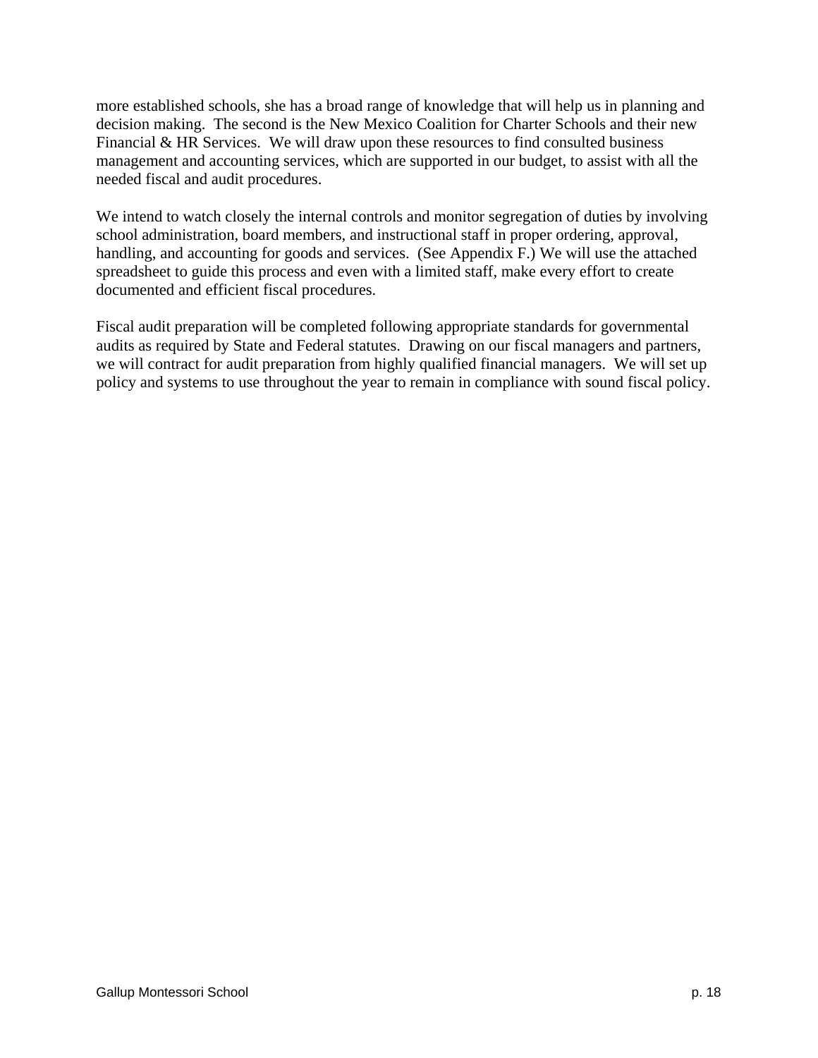more established schools, she has a broad range of knowledge that will help us in planning and decision making. The second is the New Mexico Coalition for Charter Schools and their new Financial & HR Services. We will draw upon these resources to find consulted business management and accounting services, which are supported in our budget, to assist with all the needed fiscal and audit procedures.

We intend to watch closely the internal controls and monitor segregation of duties by involving school administration, board members, and instructional staff in proper ordering, approval, handling, and accounting for goods and services. (See Appendix F.) We will use the attached spreadsheet to guide this process and even with a limited staff, make every effort to create documented and efficient fiscal procedures.

Fiscal audit preparation will be completed following appropriate standards for governmental audits as required by State and Federal statutes. Drawing on our fiscal managers and partners, we will contract for audit preparation from highly qualified financial managers. We will set up policy and systems to use throughout the year to remain in compliance with sound fiscal policy.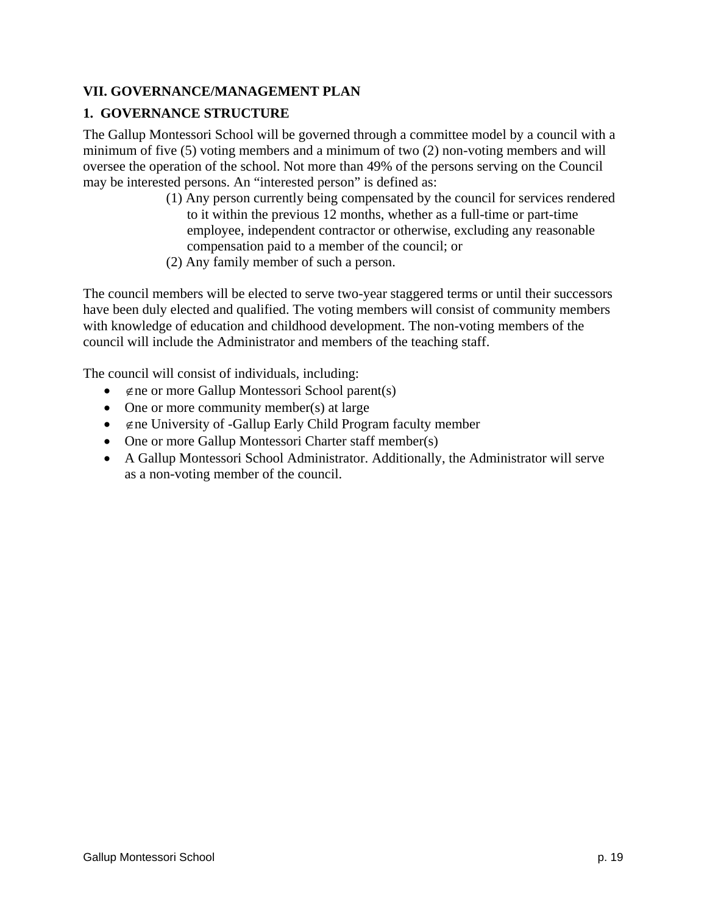**VII. GOVERNANCE/MANAGEMENT PLAN**

**1. GOVERNANCE STRUCTURE**

The Gallup Montessori School will be governed through a committee model by a council with a minimum of five (5) voting members and a minimum of two (2) non-voting members and will oversee the operation of the school. Not more than 49% of the persons serving on the Council may be interested persons. An "interested person" is defined as:

(1) Any person currently being compensated by the council for services rendered to it within the previous 12 months, whether as a full-time or part-time employee, independent contractor or otherwise, excluding any reasonable compensation paid to a member of the council; or

(2) Any family member of such a person.

The council members will be elected to serve two-year staggered terms or until their successors have been duly elected and qualified. The voting members will consist of community members with knowledge of education and childhood development. The non-voting members of the council will include the Administrator and members of the teaching staff.

The council will consist of individuals, including:

- ∉ne or more Gallup Montessori School parent(s)
- One or more community member(s) at large
- ∉ne University of -Gallup Early Child Program faculty member
- One or more Gallup Montessori Charter staff member(s)
- A Gallup Montessori School Administrator. Additionally, the Administrator will serve as a non-voting member of the council.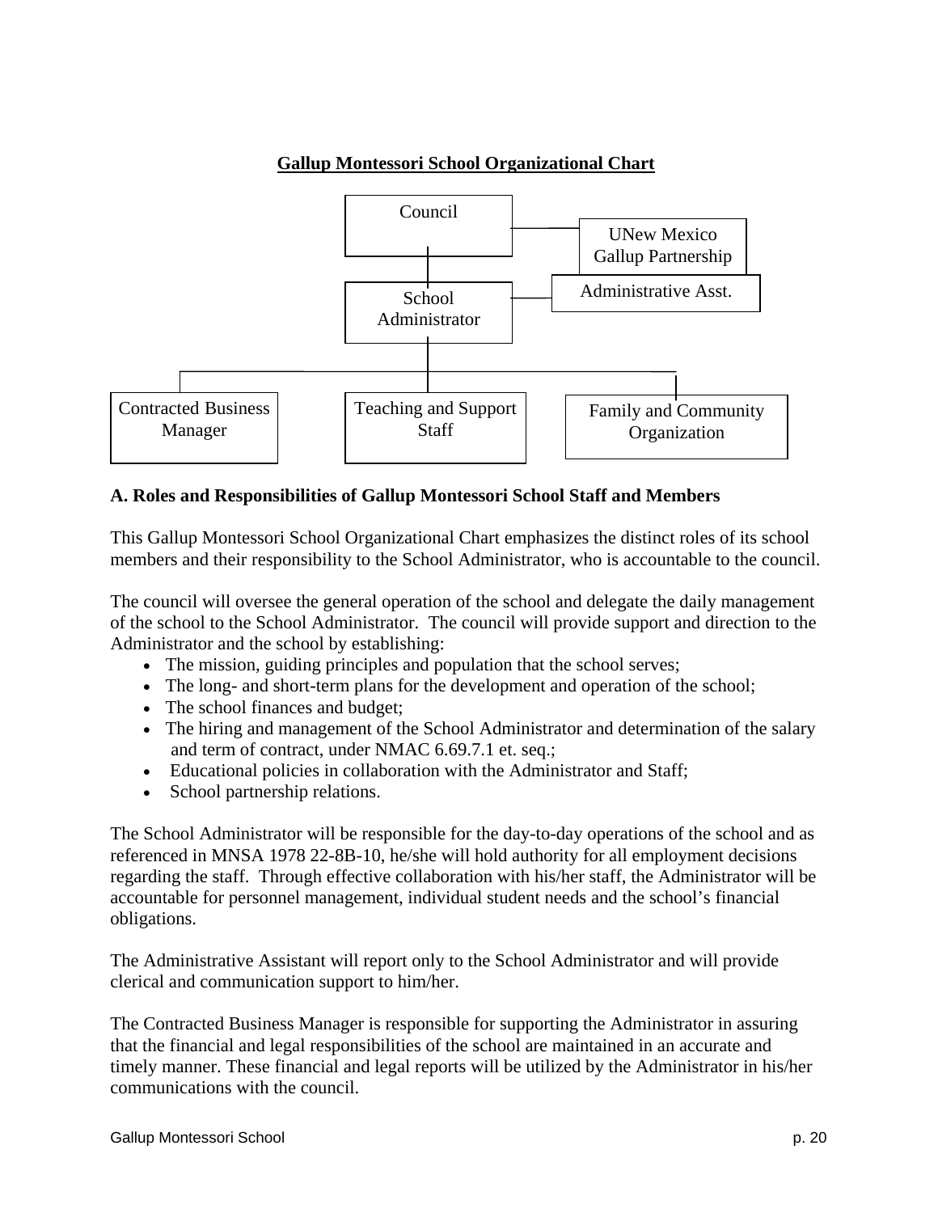**Gallup Montessori School Organizational Chart**

Council

UNew Mexico Gallup Partnership

School Administrator

Administrative Asst.

Contracted Business Manager

Teaching and Support Staff

Family and Community Organization

**A. Roles and Responsibilities of Gallup Montessori School Staff and Members**

This Gallup Montessori School Organizational Chart emphasizes the distinct roles of its school members and their responsibility to the School Administrator, who is accountable to the council.

The council will oversee the general operation of the school and delegate the daily management of the school to the School Administrator. The council will provide support and direction to the Administrator and the school by establishing:

- The mission, guiding principles and population that the school serves;
- The long- and short-term plans for the development and operation of the school;
- The school finances and budget;
- The hiring and management of the School Administrator and determination of the salary and term of contract, under NMAC 6.69.7.1 et. seq.;
- Educational policies in collaboration with the Administrator and Staff;
- School partnership relations.

The School Administrator will be responsible for the day-to-day operations of the school and as referenced in MNSA 1978 22-8B-10, he/she will hold authority for all employment decisions regarding the staff. Through effective collaboration with his/her staff, the Administrator will be accountable for personnel management, individual student needs and the school's financial obligations.

The Administrative Assistant will report only to the School Administrator and will provide clerical and communication support to him/her.

The Contracted Business Manager is responsible for supporting the Administrator in assuring that the financial and legal responsibilities of the school are maintained in an accurate and timely manner. These financial and legal reports will be utilized by the Administrator in his/her communications with the council.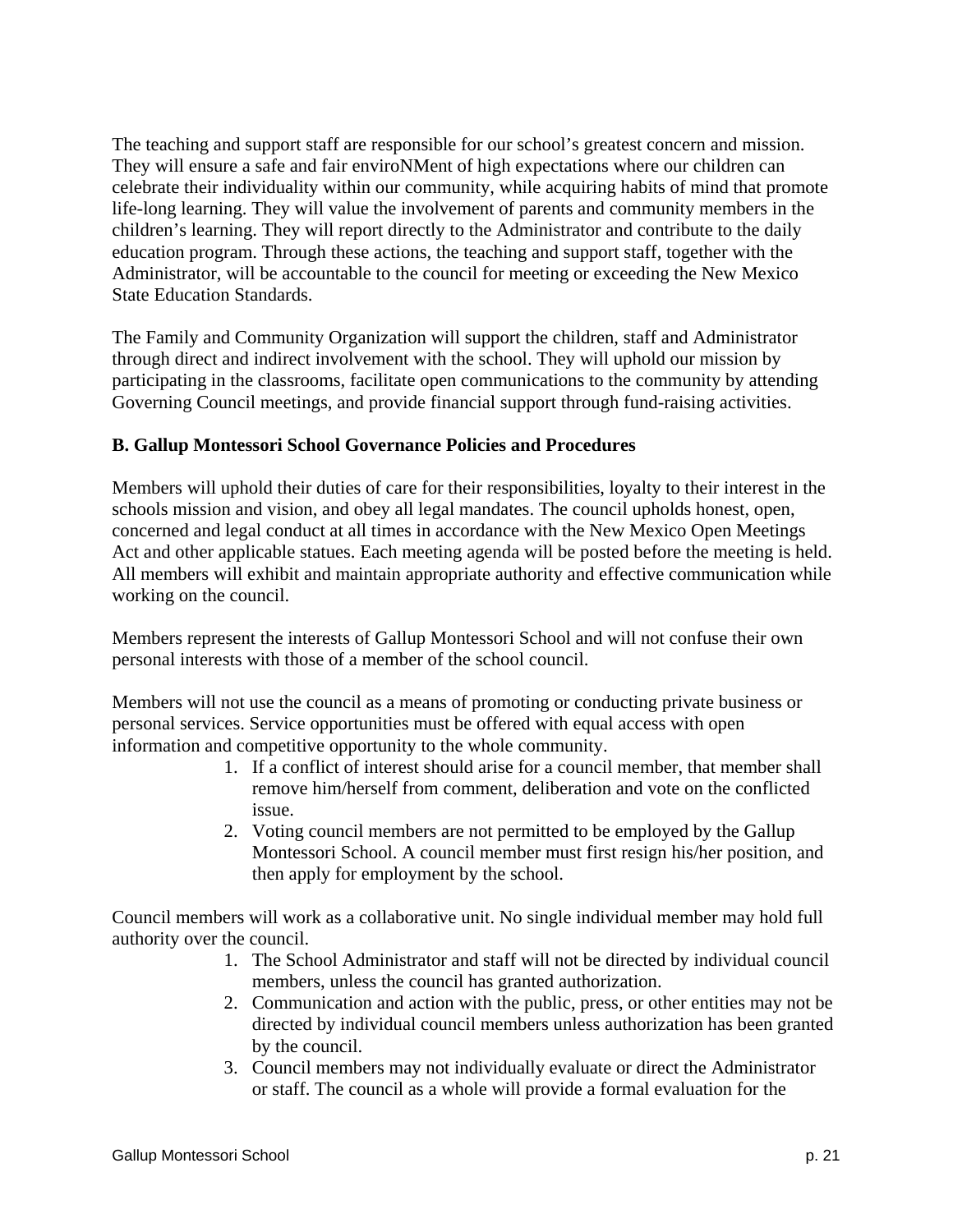The teaching and support staff are responsible for our school's greatest concern and mission. They will ensure a safe and fair enviroNMent of high expectations where our children can celebrate their individuality within our community, while acquiring habits of mind that promote life-long learning. They will value the involvement of parents and community members in the children's learning. They will report directly to the Administrator and contribute to the daily education program. Through these actions, the teaching and support staff, together with the Administrator, will be accountable to the council for meeting or exceeding the New Mexico State Education Standards.

The Family and Community Organization will support the children, staff and Administrator through direct and indirect involvement with the school. They will uphold our mission by participating in the classrooms, facilitate open communications to the community by attending Governing Council meetings, and provide financial support through fund-raising activities.

**B. Gallup Montessori School Governance Policies and Procedures**

Members will uphold their duties of care for their responsibilities, loyalty to their interest in the schools mission and vision, and obey all legal mandates. The council upholds honest, open, concerned and legal conduct at all times in accordance with the New Mexico Open Meetings Act and other applicable statues. Each meeting agenda will be posted before the meeting is held. All members will exhibit and maintain appropriate authority and effective communication while working on the council.

Members represent the interests of Gallup Montessori School and will not confuse their own personal interests with those of a member of the school council.

Members will not use the council as a means of promoting or conducting private business or personal services. Service opportunities must be offered with equal access with open information and competitive opportunity to the whole community.

1. If a conflict of interest should arise for a council member, that member shall remove him/herself from comment, deliberation and vote on the conflicted issue.
2. Voting council members are not permitted to be employed by the Gallup Montessori School. A council member must first resign his/her position, and then apply for employment by the school.

Council members will work as a collaborative unit. No single individual member may hold full authority over the council.

1. The School Administrator and staff will not be directed by individual council members, unless the council has granted authorization.
2. Communication and action with the public, press, or other entities may not be directed by individual council members unless authorization has been granted by the council.
3. Council members may not individually evaluate or direct the Administrator or staff. The council as a whole will provide a formal evaluation for the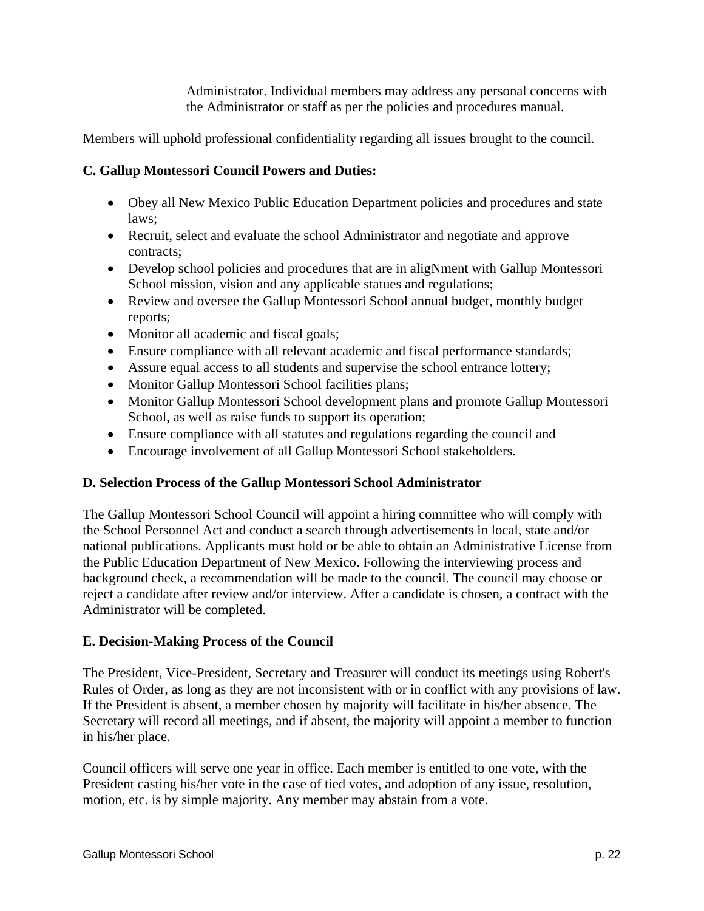Administrator. Individual members may address any personal concerns with the Administrator or staff as per the policies and procedures manual.

Members will uphold professional confidentiality regarding all issues brought to the council.

**C. Gallup Montessori Council Powers and Duties:**

- Obey all New Mexico Public Education Department policies and procedures and state laws;
- Recruit, select and evaluate the school Administrator and negotiate and approve contracts;
- Develop school policies and procedures that are in aligNment with Gallup Montessori School mission, vision and any applicable statues and regulations;
- Review and oversee the Gallup Montessori School annual budget, monthly budget reports;
- Monitor all academic and fiscal goals;
- Ensure compliance with all relevant academic and fiscal performance standards;
- Assure equal access to all students and supervise the school entrance lottery;
- Monitor Gallup Montessori School facilities plans;
- Monitor Gallup Montessori School development plans and promote Gallup Montessori School, as well as raise funds to support its operation;
- Ensure compliance with all statutes and regulations regarding the council and
- Encourage involvement of all Gallup Montessori School stakeholders.

**D. Selection Process of the Gallup Montessori School Administrator**

The Gallup Montessori School Council will appoint a hiring committee who will comply with the School Personnel Act and conduct a search through advertisements in local, state and/or national publications. Applicants must hold or be able to obtain an Administrative License from the Public Education Department of New Mexico. Following the interviewing process and background check, a recommendation will be made to the council. The council may choose or reject a candidate after review and/or interview. After a candidate is chosen, a contract with the Administrator will be completed.

**E. Decision-Making Process of the Council**

The President, Vice-President, Secretary and Treasurer will conduct its meetings using Robert's Rules of Order, as long as they are not inconsistent with or in conflict with any provisions of law. If the President is absent, a member chosen by majority will facilitate in his/her absence. The Secretary will record all meetings, and if absent, the majority will appoint a member to function in his/her place.

Council officers will serve one year in office. Each member is entitled to one vote, with the President casting his/her vote in the case of tied votes, and adoption of any issue, resolution, motion, etc. is by simple majority. Any member may abstain from a vote.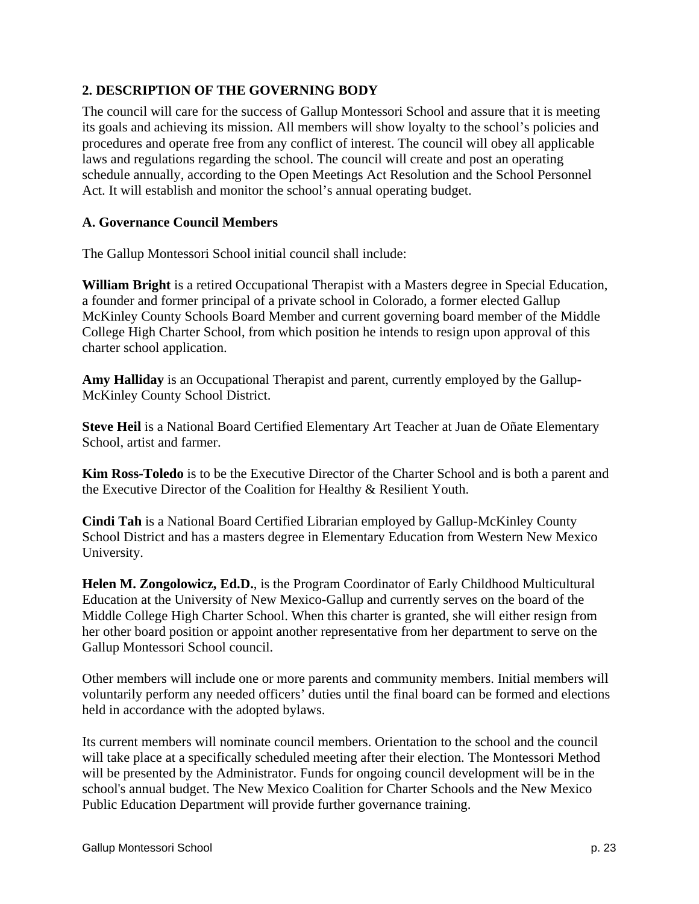## 2. DESCRIPTION OF THE GOVERNING BODY

The council will care for the success of Gallup Montessori School and assure that it is meeting its goals and achieving its mission. All members will show loyalty to the school's policies and procedures and operate free from any conflict of interest. The council will obey all applicable laws and regulations regarding the school. The council will create and post an operating schedule annually, according to the Open Meetings Act Resolution and the School Personnel Act. It will establish and monitor the school's annual operating budget.

### A. Governance Council Members

The Gallup Montessori School initial council shall include:

**William Bright** is a retired Occupational Therapist with a Masters degree in Special Education, a founder and former principal of a private school in Colorado, a former elected Gallup McKinley County Schools Board Member and current governing board member of the Middle College High Charter School, from which position he intends to resign upon approval of this charter school application.

**Amy Halliday** is an Occupational Therapist and parent, currently employed by the Gallup-McKinley County School District.

**Steve Heil** is a National Board Certified Elementary Art Teacher at Juan de Oñate Elementary School, artist and farmer.

**Kim Ross-Toledo** is to be the Executive Director of the Charter School and is both a parent and the Executive Director of the Coalition for Healthy & Resilient Youth.

**Cindi Tah** is a National Board Certified Librarian employed by Gallup-McKinley County School District and has a masters degree in Elementary Education from Western New Mexico University.

**Helen M. Zongolowicz, Ed.D.**, is the Program Coordinator of Early Childhood Multicultural Education at the University of New Mexico-Gallup and currently serves on the board of the Middle College High Charter School. When this charter is granted, she will either resign from her other board position or appoint another representative from her department to serve on the Gallup Montessori School council.

Other members will include one or more parents and community members. Initial members will voluntarily perform any needed officers' duties until the final board can be formed and elections held in accordance with the adopted bylaws.

Its current members will nominate council members. Orientation to the school and the council will take place at a specifically scheduled meeting after their election. The Montessori Method will be presented by the Administrator. Funds for ongoing council development will be in the school's annual budget. The New Mexico Coalition for Charter Schools and the New Mexico Public Education Department will provide further governance training.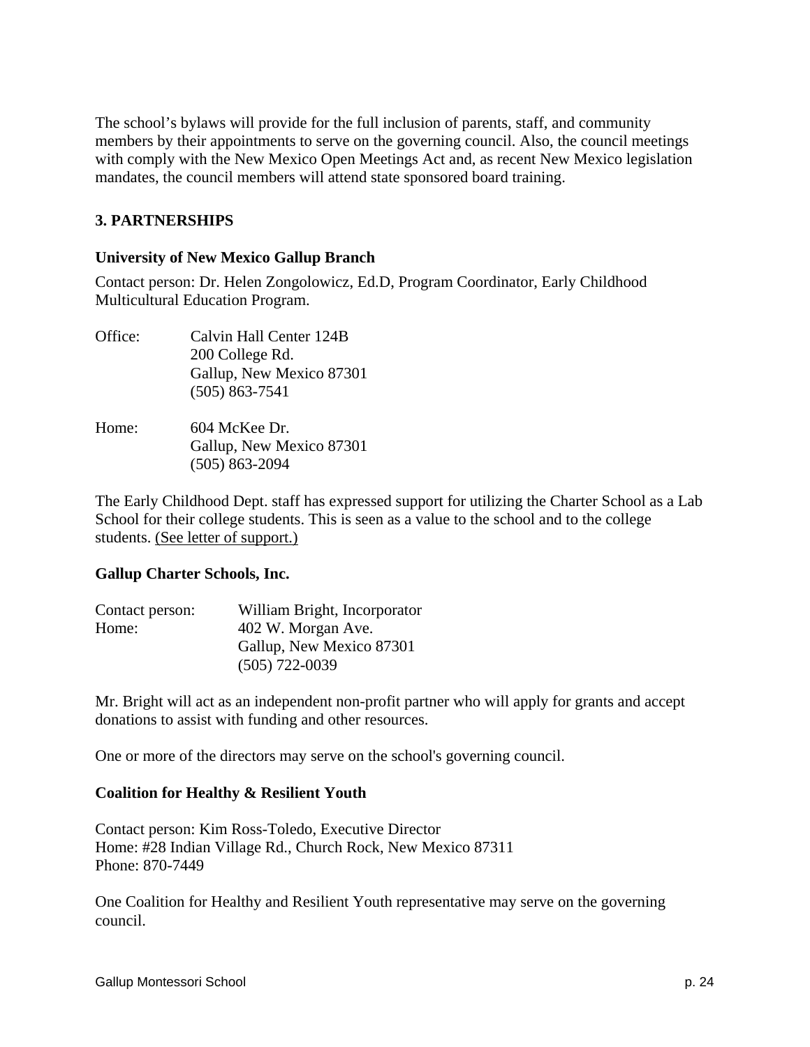The school's bylaws will provide for the full inclusion of parents, staff, and community members by their appointments to serve on the governing council. Also, the council meetings with comply with the New Mexico Open Meetings Act and, as recent New Mexico legislation mandates, the council members will attend state sponsored board training.

### 3. PARTNERSHIPS

**University of New Mexico Gallup Branch**

Contact person: Dr. Helen Zongolowicz, Ed.D, Program Coordinator, Early Childhood Multicultural Education Program.

Office: Calvin Hall Center 124B
200 College Rd.
Gallup, New Mexico 87301
(505) 863-7541

Home: 604 McKee Dr.
Gallup, New Mexico 87301
(505) 863-2094

The Early Childhood Dept. staff has expressed support for utilizing the Charter School as a Lab School for their college students. This is seen as a value to the school and to the college students. (See letter of support.)

**Gallup Charter Schools, Inc.**

Contact person: William Bright, Incorporator
Home: 402 W. Morgan Ave.
Gallup, New Mexico 87301
(505) 722-0039

Mr. Bright will act as an independent non-profit partner who will apply for grants and accept donations to assist with funding and other resources.

One or more of the directors may serve on the school's governing council.

**Coalition for Healthy & Resilient Youth**

Contact person: Kim Ross-Toledo, Executive Director
Home: #28 Indian Village Rd., Church Rock, New Mexico 87311
Phone: 870-7449

One Coalition for Healthy and Resilient Youth representative may serve on the governing council.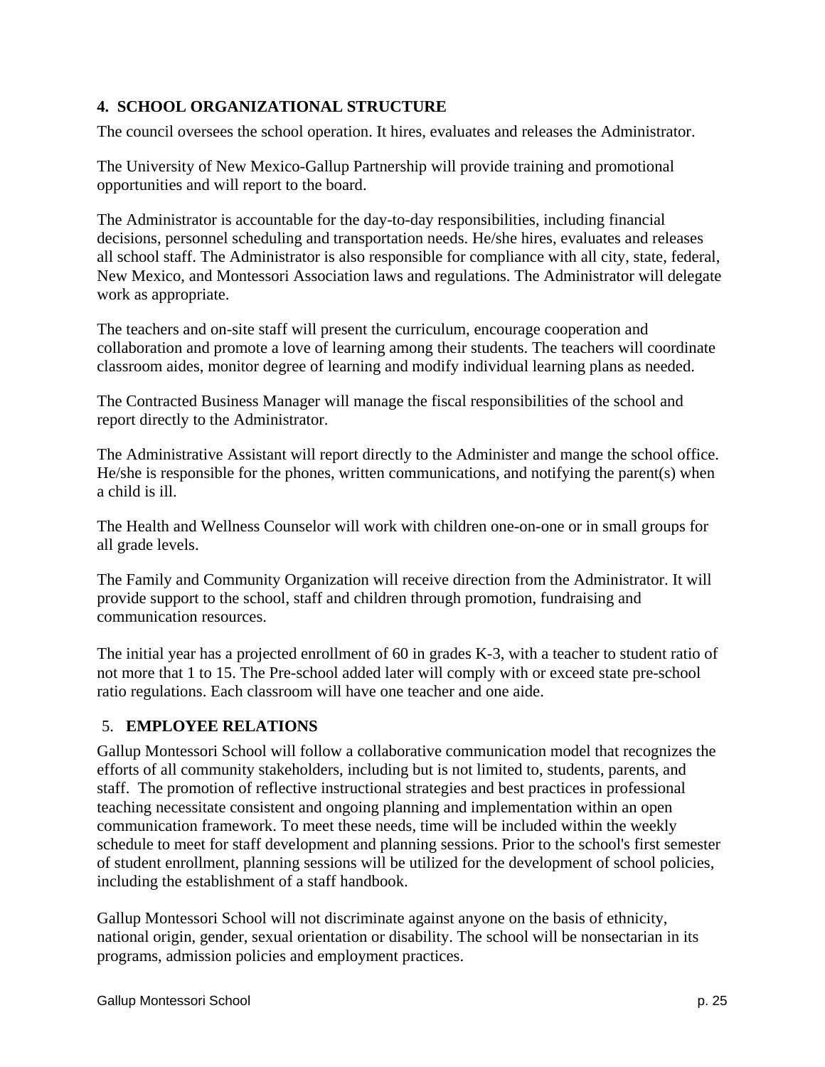## 4. SCHOOL ORGANIZATIONAL STRUCTURE

The council oversees the school operation. It hires, evaluates and releases the Administrator.

The University of New Mexico-Gallup Partnership will provide training and promotional opportunities and will report to the board.

The Administrator is accountable for the day-to-day responsibilities, including financial decisions, personnel scheduling and transportation needs. He/she hires, evaluates and releases all school staff. The Administrator is also responsible for compliance with all city, state, federal, New Mexico, and Montessori Association laws and regulations. The Administrator will delegate work as appropriate.

The teachers and on-site staff will present the curriculum, encourage cooperation and collaboration and promote a love of learning among their students. The teachers will coordinate classroom aides, monitor degree of learning and modify individual learning plans as needed.

The Contracted Business Manager will manage the fiscal responsibilities of the school and report directly to the Administrator.

The Administrative Assistant will report directly to the Administer and mange the school office. He/she is responsible for the phones, written communications, and notifying the parent(s) when a child is ill.

The Health and Wellness Counselor will work with children one-on-one or in small groups for all grade levels.

The Family and Community Organization will receive direction from the Administrator. It will provide support to the school, staff and children through promotion, fundraising and communication resources.

The initial year has a projected enrollment of 60 in grades K-3, with a teacher to student ratio of not more that 1 to 15. The Pre-school added later will comply with or exceed state pre-school ratio regulations. Each classroom will have one teacher and one aide.

## 5. EMPLOYEE RELATIONS

Gallup Montessori School will follow a collaborative communication model that recognizes the efforts of all community stakeholders, including but is not limited to, students, parents, and staff. The promotion of reflective instructional strategies and best practices in professional teaching necessitate consistent and ongoing planning and implementation within an open communication framework. To meet these needs, time will be included within the weekly schedule to meet for staff development and planning sessions. Prior to the school's first semester of student enrollment, planning sessions will be utilized for the development of school policies, including the establishment of a staff handbook.

Gallup Montessori School will not discriminate against anyone on the basis of ethnicity, national origin, gender, sexual orientation or disability. The school will be nonsectarian in its programs, admission policies and employment practices.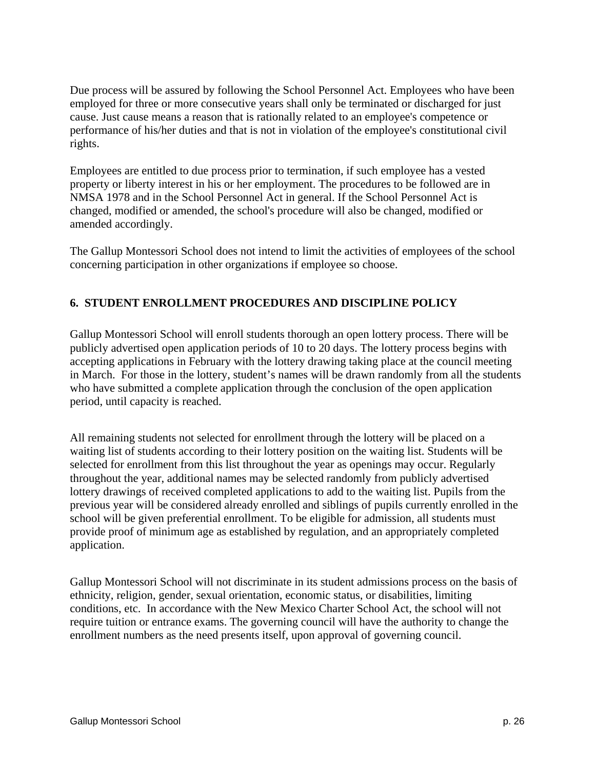Due process will be assured by following the School Personnel Act. Employees who have been employed for three or more consecutive years shall only be terminated or discharged for just cause. Just cause means a reason that is rationally related to an employee's competence or performance of his/her duties and that is not in violation of the employee's constitutional civil rights.

Employees are entitled to due process prior to termination, if such employee has a vested property or liberty interest in his or her employment. The procedures to be followed are in NMSA 1978 and in the School Personnel Act in general. If the School Personnel Act is changed, modified or amended, the school's procedure will also be changed, modified or amended accordingly.

The Gallup Montessori School does not intend to limit the activities of employees of the school concerning participation in other organizations if employee so choose.

## 6. STUDENT ENROLLMENT PROCEDURES AND DISCIPLINE POLICY

Gallup Montessori School will enroll students thorough an open lottery process. There will be publicly advertised open application periods of 10 to 20 days. The lottery process begins with accepting applications in February with the lottery drawing taking place at the council meeting in March. For those in the lottery, student's names will be drawn randomly from all the students who have submitted a complete application through the conclusion of the open application period, until capacity is reached.

All remaining students not selected for enrollment through the lottery will be placed on a waiting list of students according to their lottery position on the waiting list. Students will be selected for enrollment from this list throughout the year as openings may occur. Regularly throughout the year, additional names may be selected randomly from publicly advertised lottery drawings of received completed applications to add to the waiting list. Pupils from the previous year will be considered already enrolled and siblings of pupils currently enrolled in the school will be given preferential enrollment. To be eligible for admission, all students must provide proof of minimum age as established by regulation, and an appropriately completed application.

Gallup Montessori School will not discriminate in its student admissions process on the basis of ethnicity, religion, gender, sexual orientation, economic status, or disabilities, limiting conditions, etc. In accordance with the New Mexico Charter School Act, the school will not require tuition or entrance exams. The governing council will have the authority to change the enrollment numbers as the need presents itself, upon approval of governing council.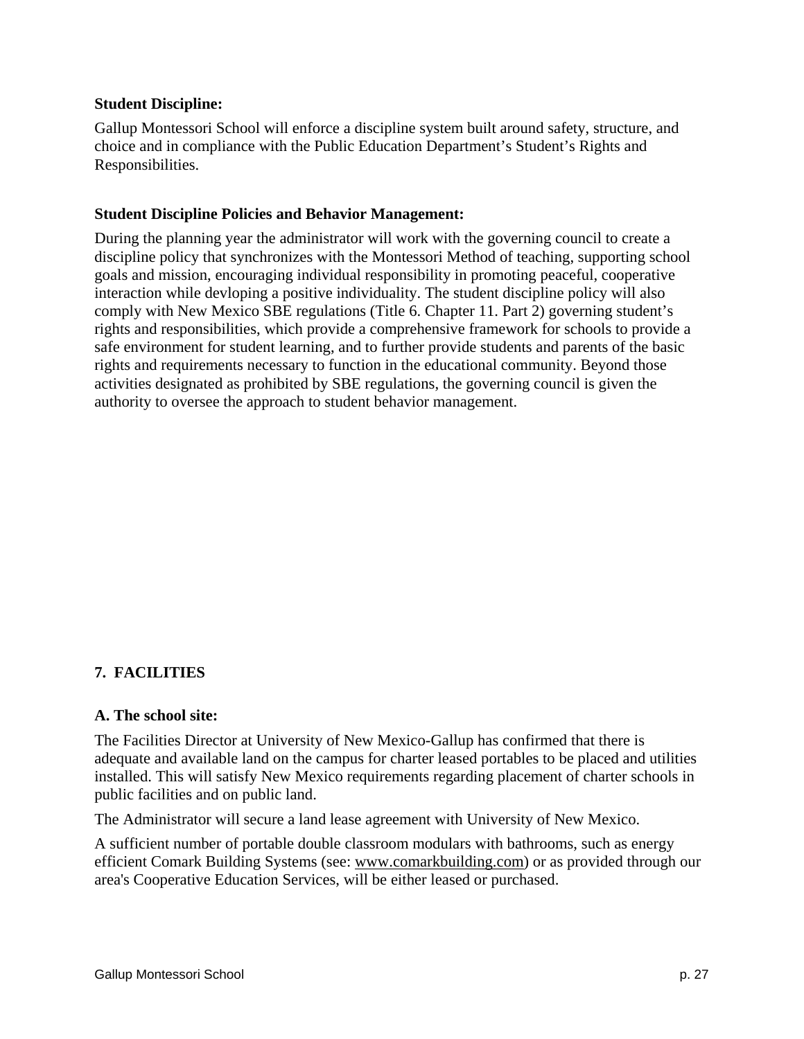**Student Discipline:**

Gallup Montessori School will enforce a discipline system built around safety, structure, and choice and in compliance with the Public Education Department's Student's Rights and Responsibilities.

**Student Discipline Policies and Behavior Management:**

During the planning year the administrator will work with the governing council to create a discipline policy that synchronizes with the Montessori Method of teaching, supporting school goals and mission, encouraging individual responsibility in promoting peaceful, cooperative interaction while devloping a positive individuality. The student discipline policy will also comply with New Mexico SBE regulations (Title 6. Chapter 11. Part 2) governing student's rights and responsibilities, which provide a comprehensive framework for schools to provide a safe environment for student learning, and to further provide students and parents of the basic rights and requirements necessary to function in the educational community. Beyond those activities designated as prohibited by SBE regulations, the governing council is given the authority to oversee the approach to student behavior management.

## 7. FACILITIES

### A. The school site:

The Facilities Director at University of New Mexico-Gallup has confirmed that there is adequate and available land on the campus for charter leased portables to be placed and utilities installed. This will satisfy New Mexico requirements regarding placement of charter schools in public facilities and on public land.

The Administrator will secure a land lease agreement with University of New Mexico.

A sufficient number of portable double classroom modulars with bathrooms, such as energy efficient Comark Building Systems (see: www.comarkbuilding.com) or as provided through our area's Cooperative Education Services, will be either leased or purchased.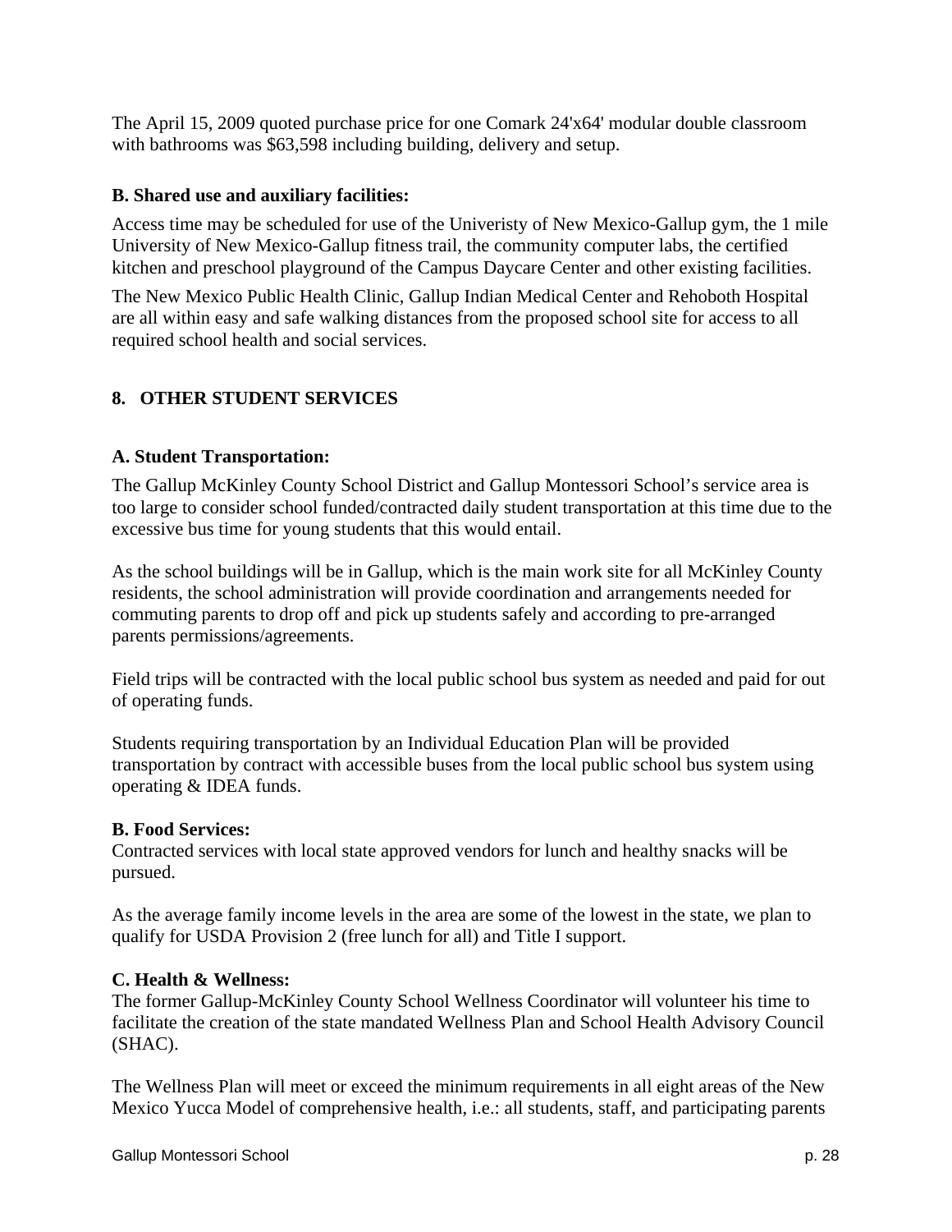The April 15, 2009 quoted purchase price for one Comark 24'x64' modular double classroom with bathrooms was $63,598 including building, delivery and setup.

**B. Shared use and auxiliary facilities:**

Access time may be scheduled for use of the Univeristy of New Mexico-Gallup gym, the 1 mile University of New Mexico-Gallup fitness trail, the community computer labs, the certified kitchen and preschool playground of the Campus Daycare Center and other existing facilities.

The New Mexico Public Health Clinic, Gallup Indian Medical Center and Rehoboth Hospital are all within easy and safe walking distances from the proposed school site for access to all required school health and social services.

## 8. OTHER STUDENT SERVICES

**A. Student Transportation:**

The Gallup McKinley County School District and Gallup Montessori School's service area is too large to consider school funded/contracted daily student transportation at this time due to the excessive bus time for young students that this would entail.

As the school buildings will be in Gallup, which is the main work site for all McKinley County residents, the school administration will provide coordination and arrangements needed for commuting parents to drop off and pick up students safely and according to pre-arranged parents permissions/agreements.

Field trips will be contracted with the local public school bus system as needed and paid for out of operating funds.

Students requiring transportation by an Individual Education Plan will be provided transportation by contract with accessible buses from the local public school bus system using operating & IDEA funds.

**B. Food Services:**

Contracted services with local state approved vendors for lunch and healthy snacks will be pursued.

As the average family income levels in the area are some of the lowest in the state, we plan to qualify for USDA Provision 2 (free lunch for all) and Title I support.

**C. Health & Wellness:**

The former Gallup-McKinley County School Wellness Coordinator will volunteer his time to facilitate the creation of the state mandated Wellness Plan and School Health Advisory Council (SHAC).

The Wellness Plan will meet or exceed the minimum requirements in all eight areas of the New Mexico Yucca Model of comprehensive health, i.e.: all students, staff, and participating parents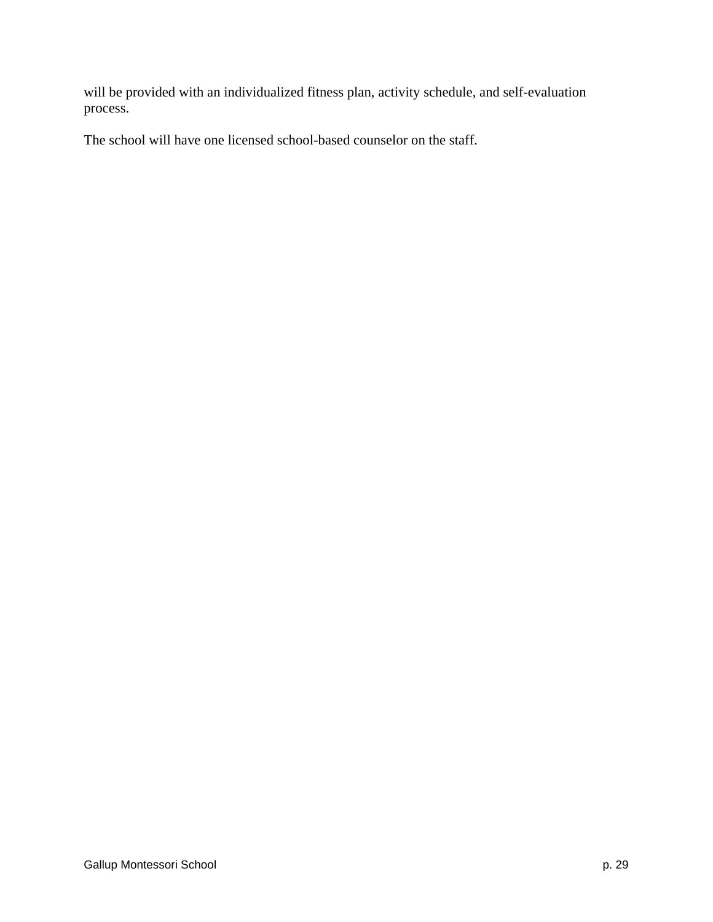will be provided with an individualized fitness plan, activity schedule, and self-evaluation process.

The school will have one licensed school-based counselor on the staff.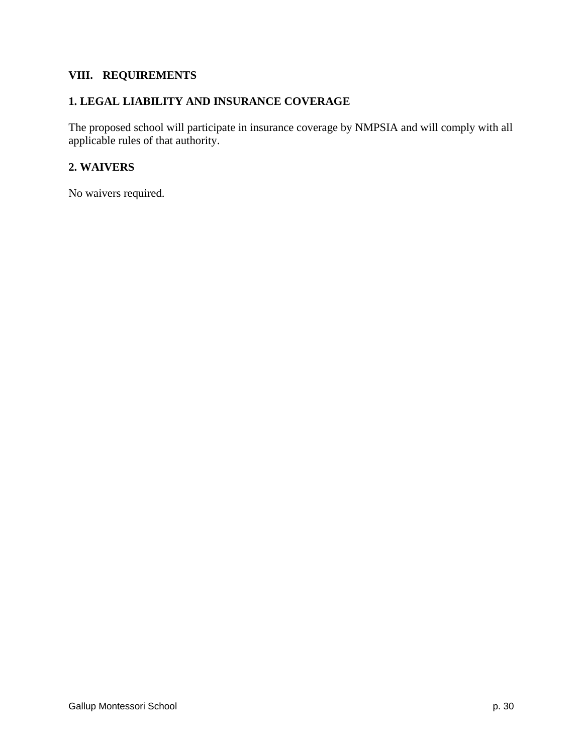## VIII. REQUIREMENTS

### 1. LEGAL LIABILITY AND INSURANCE COVERAGE

The proposed school will participate in insurance coverage by NMPSIA and will comply with all applicable rules of that authority.

### 2. WAIVERS

No waivers required.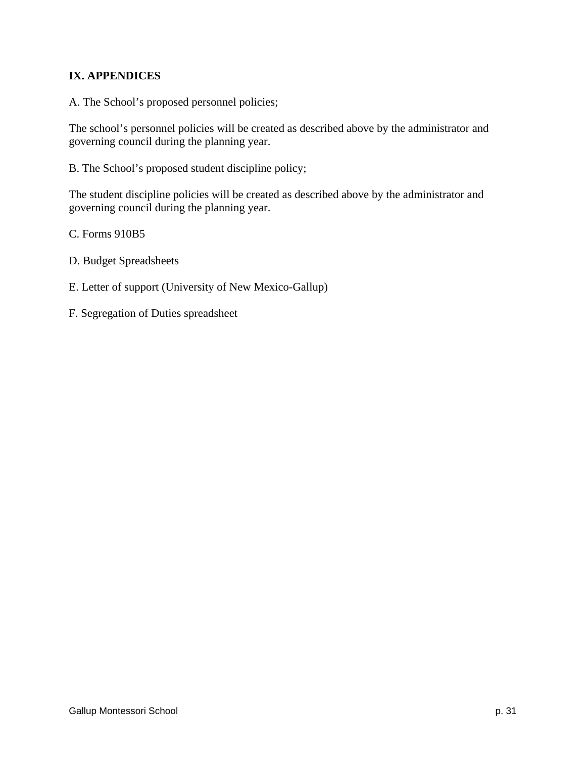## IX. APPENDICES

A. The School's proposed personnel policies;

The school's personnel policies will be created as described above by the administrator and governing council during the planning year.

B. The School's proposed student discipline policy;

The student discipline policies will be created as described above by the administrator and governing council during the planning year.

C. Forms 910B5

D. Budget Spreadsheets

E. Letter of support (University of New Mexico-Gallup)

F. Segregation of Duties spreadsheet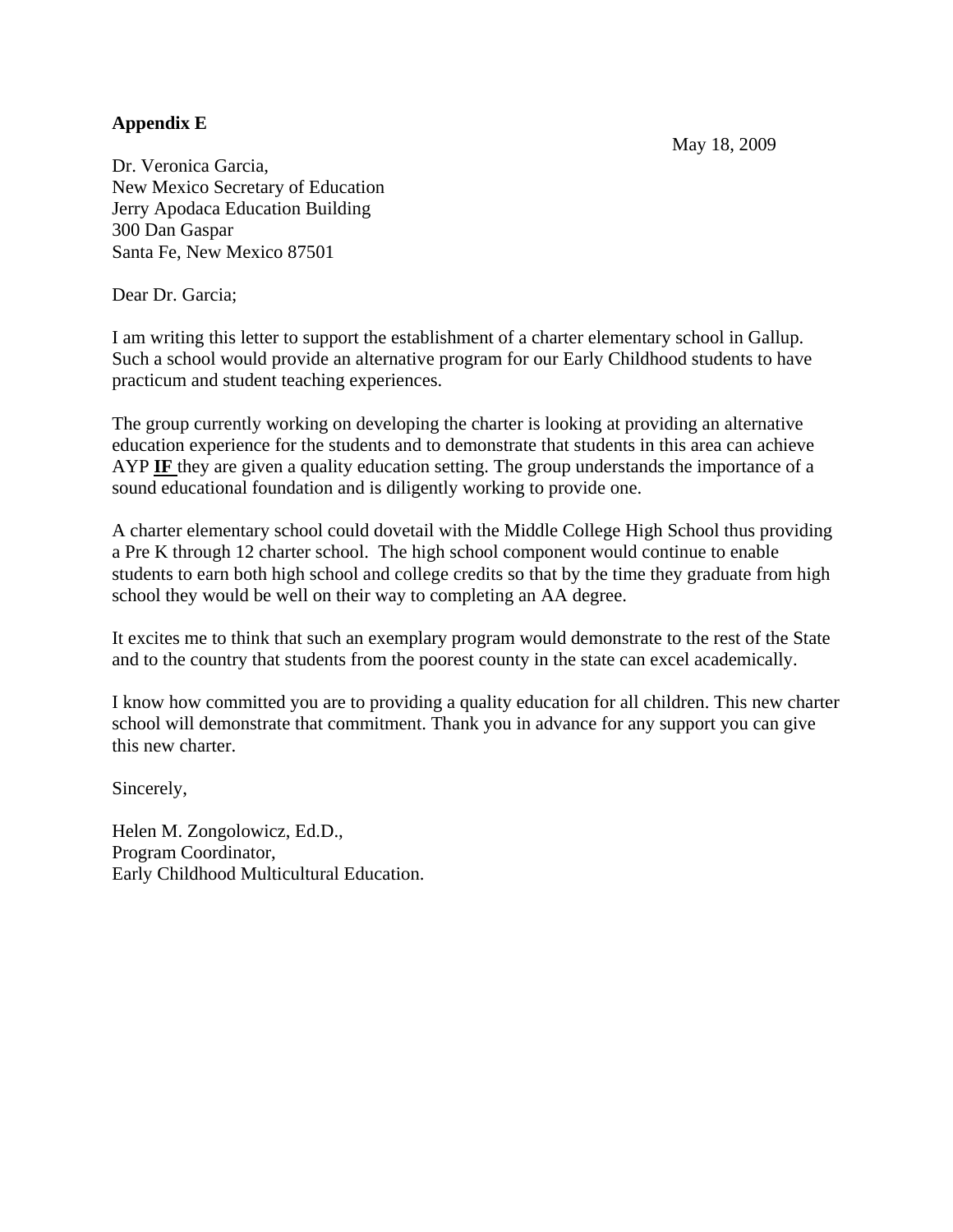**Appendix E**

May 18, 2009

Dr. Veronica Garcia,
New Mexico Secretary of Education
Jerry Apodaca Education Building
300 Dan Gaspar
Santa Fe, New Mexico 87501

Dear Dr. Garcia;

I am writing this letter to support the establishment of a charter elementary school in Gallup. Such a school would provide an alternative program for our Early Childhood students to have practicum and student teaching experiences.

The group currently working on developing the charter is looking at providing an alternative education experience for the students and to demonstrate that students in this area can achieve AYP <u>**IF**</u> they are given a quality education setting. The group understands the importance of a sound educational foundation and is diligently working to provide one.

A charter elementary school could dovetail with the Middle College High School thus providing a Pre K through 12 charter school. The high school component would continue to enable students to earn both high school and college credits so that by the time they graduate from high school they would be well on their way to completing an AA degree.

It excites me to think that such an exemplary program would demonstrate to the rest of the State and to the country that students from the poorest county in the state can excel academically.

I know how committed you are to providing a quality education for all children. This new charter school will demonstrate that commitment. Thank you in advance for any support you can give this new charter.

Sincerely,

Helen M. Zongolowicz, Ed.D.,
Program Coordinator,
Early Childhood Multicultural Education.